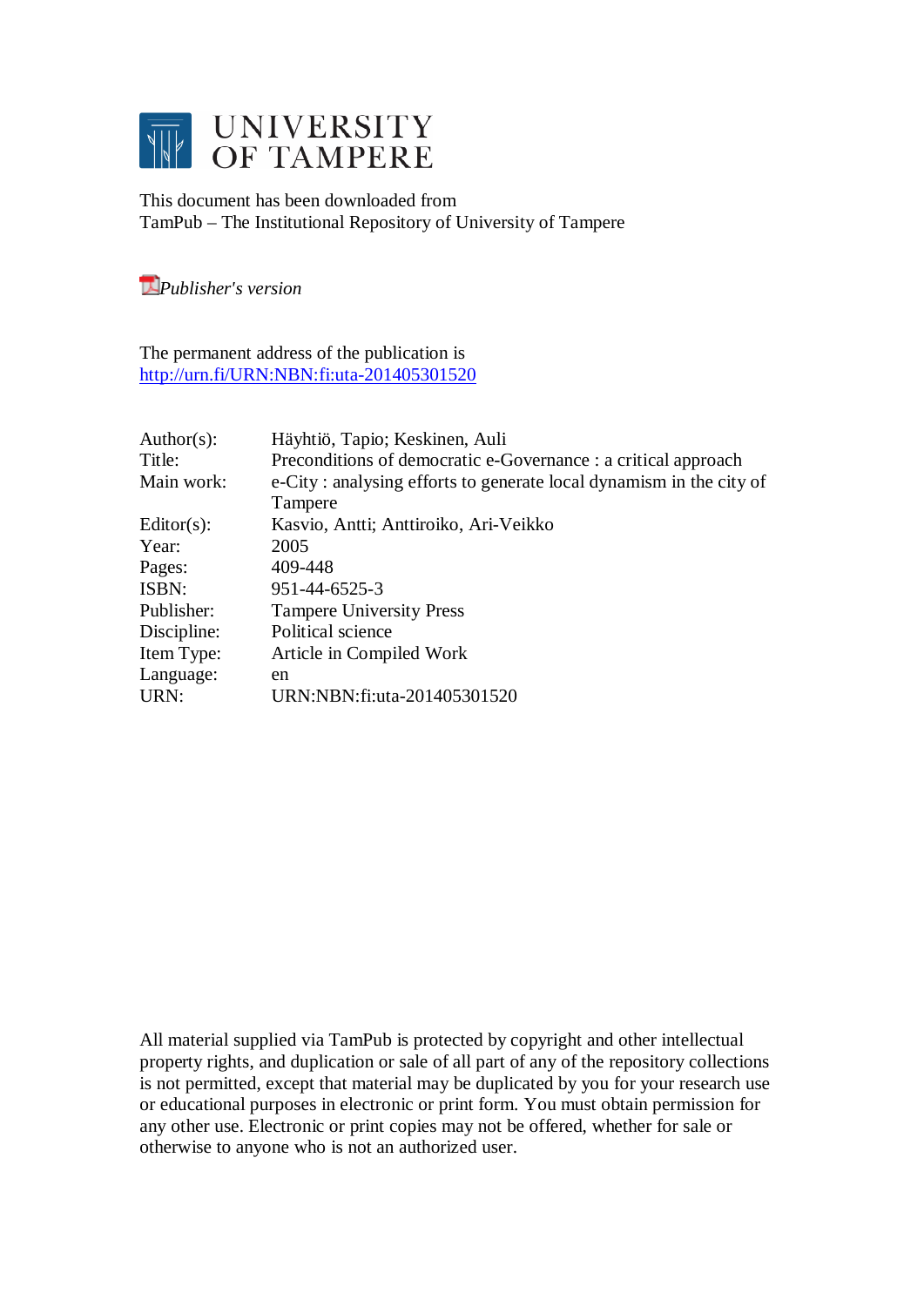UNIVERSITY OF TAMPERE

This document has been downloaded from
TamPub – The Institutional Repository of University of Tampere

*Publisher's version*

The permanent address of the publication is
http://urn.fi/URN:NBN:fi:uta-201405301520

| | |
|---|---|
| Author(s): | Häyhtiö, Tapio; Keskinen, Auli |
| Title: | Preconditions of democratic e-Governance : a critical approach |
| Main work: | e-City : analysing efforts to generate local dynamism in the city of Tampere |
| Editor(s): | Kasvio, Antti; Anttiroiko, Ari-Veikko |
| Year: | 2005 |
| Pages: | 409-448 |
| ISBN: | 951-44-6525-3 |
| Publisher: | Tampere University Press |
| Discipline: | Political science |
| Item Type: | Article in Compiled Work |
| Language: | en |
| URN: | URN:NBN:fi:uta-201405301520 |

All material supplied via TamPub is protected by copyright and other intellectual property rights, and duplication or sale of all part of any of the repository collections is not permitted, except that material may be duplicated by you for your research use or educational purposes in electronic or print form. You must obtain permission for any other use. Electronic or print copies may not be offered, whether for sale or otherwise to anyone who is not an authorized user.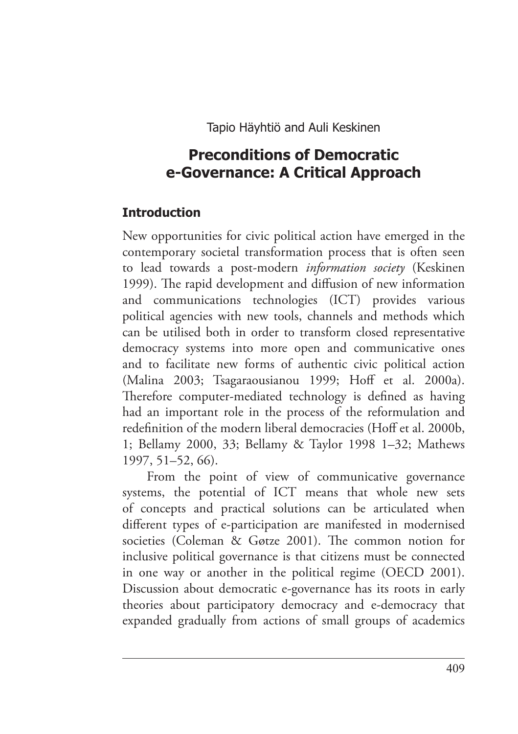Tapio Häyhtiö and Auli Keskinen

# Preconditions of Democratic e-Governance: A Critical Approach

## Introduction

New opportunities for civic political action have emerged in the contemporary societal transformation process that is often seen to lead towards a post-modern *information society* (Keskinen 1999). The rapid development and diffusion of new information and communications technologies (ICT) provides various political agencies with new tools, channels and methods which can be utilised both in order to transform closed representative democracy systems into more open and communicative ones and to facilitate new forms of authentic civic political action (Malina 2003; Tsagaraousianou 1999; Hoff et al. 2000a). Therefore computer-mediated technology is defined as having had an important role in the process of the reformulation and redefinition of the modern liberal democracies (Hoff et al. 2000b, 1; Bellamy 2000, 33; Bellamy & Taylor 1998 1–32; Mathews 1997, 51–52, 66).

From the point of view of communicative governance systems, the potential of ICT means that whole new sets of concepts and practical solutions can be articulated when different types of e-participation are manifested in modernised societies (Coleman & Gøtze 2001). The common notion for inclusive political governance is that citizens must be connected in one way or another in the political regime (OECD 2001). Discussion about democratic e-governance has its roots in early theories about participatory democracy and e-democracy that expanded gradually from actions of small groups of academics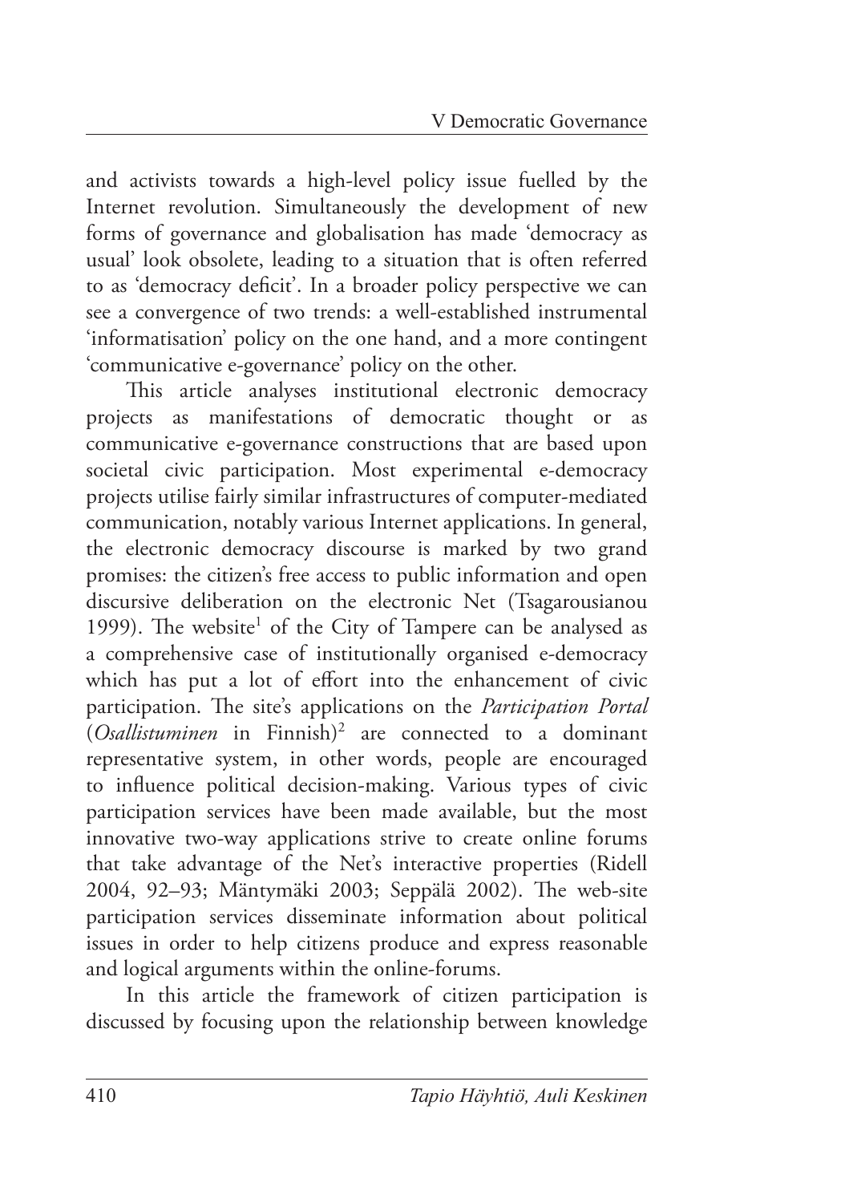and activists towards a high-level policy issue fuelled by the Internet revolution. Simultaneously the development of new forms of governance and globalisation has made 'democracy as usual' look obsolete, leading to a situation that is often referred to as 'democracy deficit'. In a broader policy perspective we can see a convergence of two trends: a well-established instrumental 'informatisation' policy on the one hand, and a more contingent 'communicative e-governance' policy on the other.

This article analyses institutional electronic democracy projects as manifestations of democratic thought or as communicative e-governance constructions that are based upon societal civic participation. Most experimental e-democracy projects utilise fairly similar infrastructures of computer-mediated communication, notably various Internet applications. In general, the electronic democracy discourse is marked by two grand promises: the citizen's free access to public information and open discursive deliberation on the electronic Net (Tsagarousianou 1999). The website[1] of the City of Tampere can be analysed as a comprehensive case of institutionally organised e-democracy which has put a lot of effort into the enhancement of civic participation. The site's applications on the *Participation Portal* (*Osallistuminen* in Finnish)[2] are connected to a dominant representative system, in other words, people are encouraged to influence political decision-making. Various types of civic participation services have been made available, but the most innovative two-way applications strive to create online forums that take advantage of the Net's interactive properties (Ridell 2004, 92–93; Mäntymäki 2003; Seppälä 2002). The web-site participation services disseminate information about political issues in order to help citizens produce and express reasonable and logical arguments within the online-forums.

In this article the framework of citizen participation is discussed by focusing upon the relationship between knowledge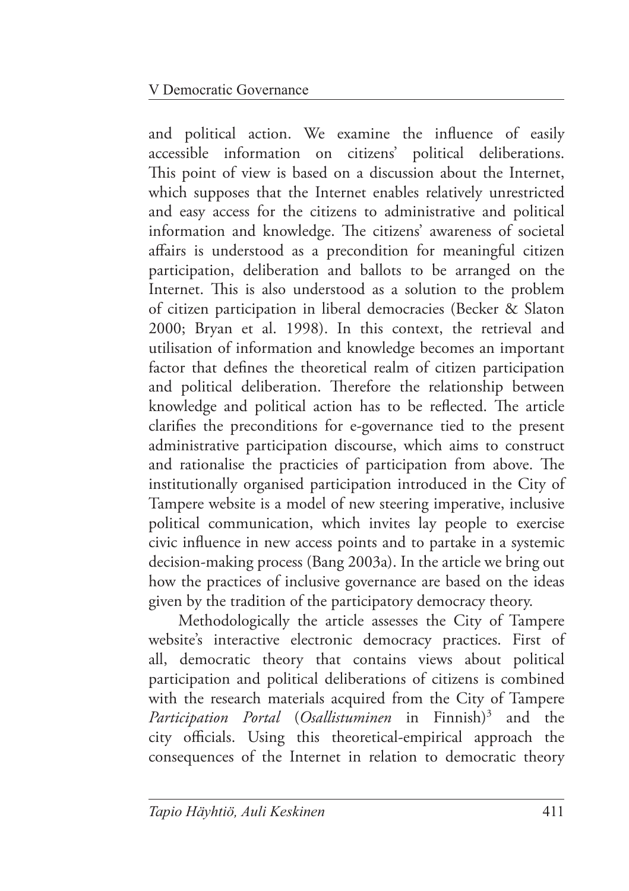and political action. We examine the influence of easily accessible information on citizens' political deliberations. This point of view is based on a discussion about the Internet, which supposes that the Internet enables relatively unrestricted and easy access for the citizens to administrative and political information and knowledge. The citizens' awareness of societal affairs is understood as a precondition for meaningful citizen participation, deliberation and ballots to be arranged on the Internet. This is also understood as a solution to the problem of citizen participation in liberal democracies (Becker & Slaton 2000; Bryan et al. 1998). In this context, the retrieval and utilisation of information and knowledge becomes an important factor that defines the theoretical realm of citizen participation and political deliberation. Therefore the relationship between knowledge and political action has to be reflected. The article clarifies the preconditions for e-governance tied to the present administrative participation discourse, which aims to construct and rationalise the practicies of participation from above. The institutionally organised participation introduced in the City of Tampere website is a model of new steering imperative, inclusive political communication, which invites lay people to exercise civic influence in new access points and to partake in a systemic decision-making process (Bang 2003a). In the article we bring out how the practices of inclusive governance are based on the ideas given by the tradition of the participatory democracy theory.

Methodologically the article assesses the City of Tampere website's interactive electronic democracy practices. First of all, democratic theory that contains views about political participation and political deliberations of citizens is combined with the research materials acquired from the City of Tampere *Participation Portal* (*Osallistuminen* in Finnish)[3] and the city officials. Using this theoretical-empirical approach the consequences of the Internet in relation to democratic theory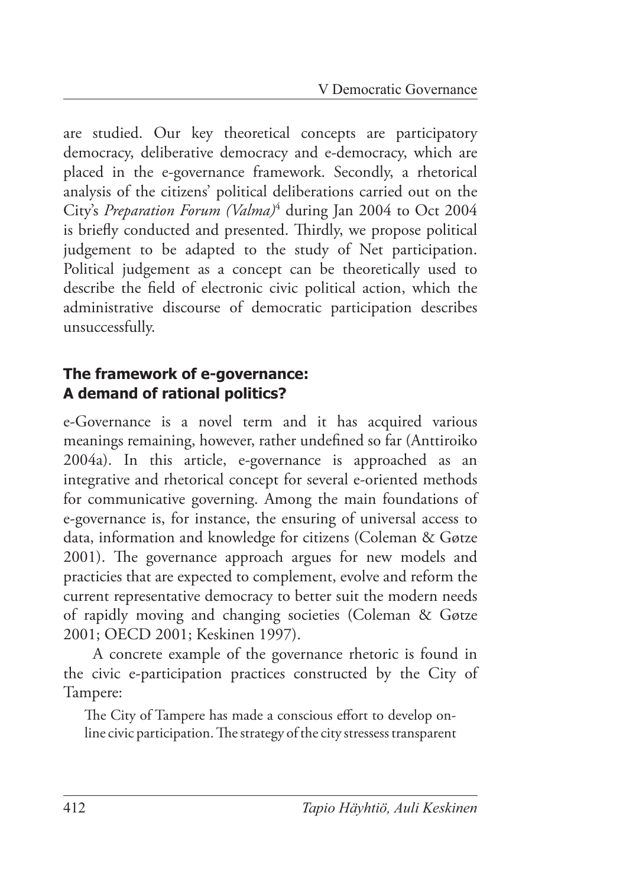are studied. Our key theoretical concepts are participatory democracy, deliberative democracy and e-democracy, which are placed in the e-governance framework. Secondly, a rhetorical analysis of the citizens' political deliberations carried out on the City's *Preparation Forum (Valma)*[4] during Jan 2004 to Oct 2004 is briefly conducted and presented. Thirdly, we propose political judgement to be adapted to the study of Net participation. Political judgement as a concept can be theoretically used to describe the field of electronic civic political action, which the administrative discourse of democratic participation describes unsuccessfully.

## The framework of e-governance: A demand of rational politics?

e-Governance is a novel term and it has acquired various meanings remaining, however, rather undefined so far (Anttiroiko 2004a). In this article, e-governance is approached as an integrative and rhetorical concept for several e-oriented methods for communicative governing. Among the main foundations of e-governance is, for instance, the ensuring of universal access to data, information and knowledge for citizens (Coleman & Gøtze 2001). The governance approach argues for new models and practicies that are expected to complement, evolve and reform the current representative democracy to better suit the modern needs of rapidly moving and changing societies (Coleman & Gøtze 2001; OECD 2001; Keskinen 1997).

A concrete example of the governance rhetoric is found in the civic e-participation practices constructed by the City of Tampere:

> The City of Tampere has made a conscious effort to develop on-line civic participation. The strategy of the city stressess transparent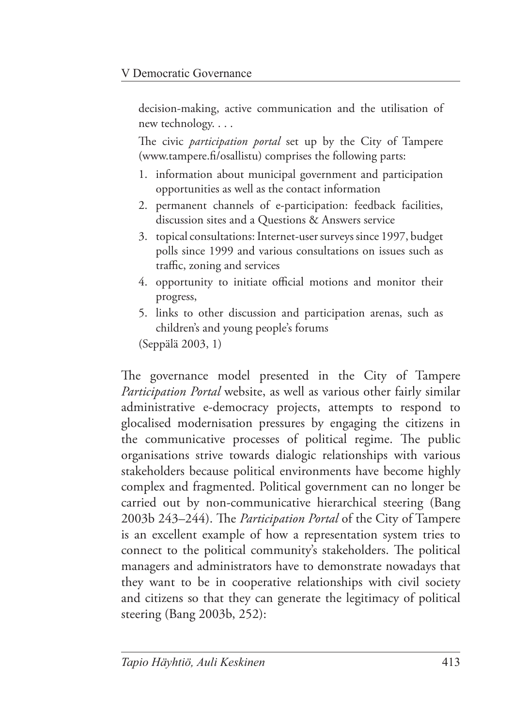> decision-making, active communication and the utilisation of new technology. . . .
>
> The civic *participation portal* set up by the City of Tampere (www.tampere.fi/osallistu) comprises the following parts:
>
> 1. information about municipal government and participation opportunities as well as the contact information
> 2. permanent channels of e-participation: feedback facilities, discussion sites and a Questions & Answers service
> 3. topical consultations: Internet-user surveys since 1997, budget polls since 1999 and various consultations on issues such as traffic, zoning and services
> 4. opportunity to initiate official motions and monitor their progress,
> 5. links to other discussion and participation arenas, such as children's and young people's forums
>
> (Seppälä 2003, 1)

The governance model presented in the City of Tampere *Participation Portal* website, as well as various other fairly similar administrative e-democracy projects, attempts to respond to glocalised modernisation pressures by engaging the citizens in the communicative processes of political regime. The public organisations strive towards dialogic relationships with various stakeholders because political environments have become highly complex and fragmented. Political government can no longer be carried out by non-communicative hierarchical steering (Bang 2003b 243–244). The *Participation Portal* of the City of Tampere is an excellent example of how a representation system tries to connect to the political community's stakeholders. The political managers and administrators have to demonstrate nowadays that they want to be in cooperative relationships with civil society and citizens so that they can generate the legitimacy of political steering (Bang 2003b, 252):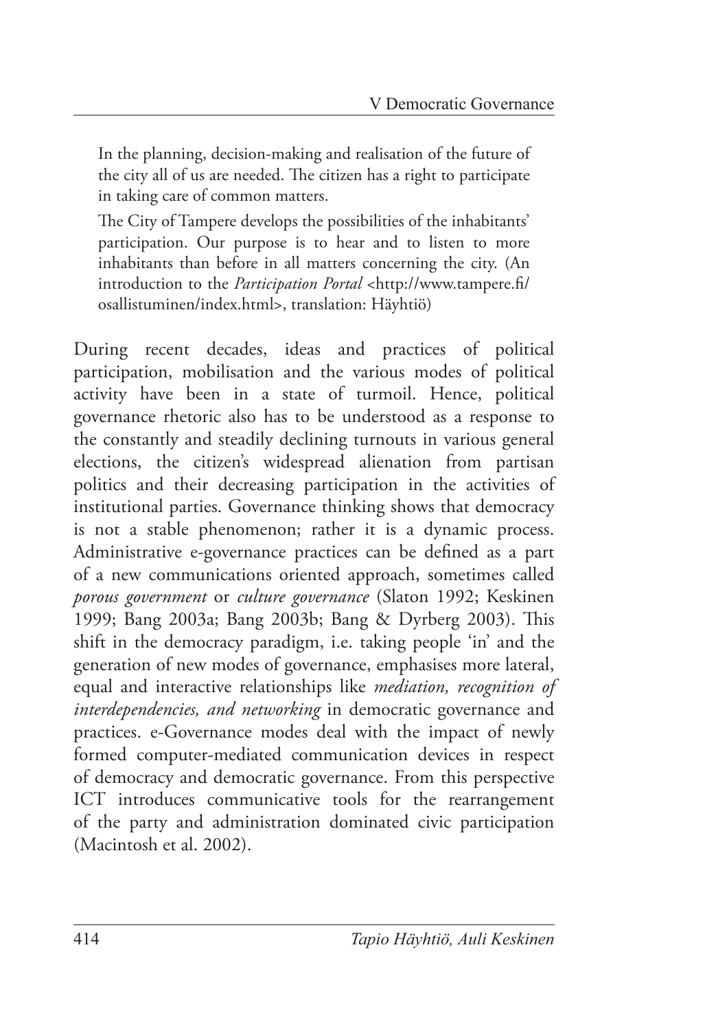> In the planning, decision-making and realisation of the future of the city all of us are needed. The citizen has a right to participate in taking care of common matters.
>
> The City of Tampere develops the possibilities of the inhabitants' participation. Our purpose is to hear and to listen to more inhabitants than before in all matters concerning the city. (An introduction to the *Participation Portal* <http://www.tampere.fi/osallistuminen/index.html>, translation: Häyhtiö)

During recent decades, ideas and practices of political participation, mobilisation and the various modes of political activity have been in a state of turmoil. Hence, political governance rhetoric also has to be understood as a response to the constantly and steadily declining turnouts in various general elections, the citizen's widespread alienation from partisan politics and their decreasing participation in the activities of institutional parties. Governance thinking shows that democracy is not a stable phenomenon; rather it is a dynamic process. Administrative e-governance practices can be defined as a part of a new communications oriented approach, sometimes called *porous government* or *culture governance* (Slaton 1992; Keskinen 1999; Bang 2003a; Bang 2003b; Bang & Dyrberg 2003). This shift in the democracy paradigm, i.e. taking people 'in' and the generation of new modes of governance, emphasises more lateral, equal and interactive relationships like *mediation, recognition of interdependencies, and networking* in democratic governance and practices. e-Governance modes deal with the impact of newly formed computer-mediated communication devices in respect of democracy and democratic governance. From this perspective ICT introduces communicative tools for the rearrangement of the party and administration dominated civic participation (Macintosh et al. 2002).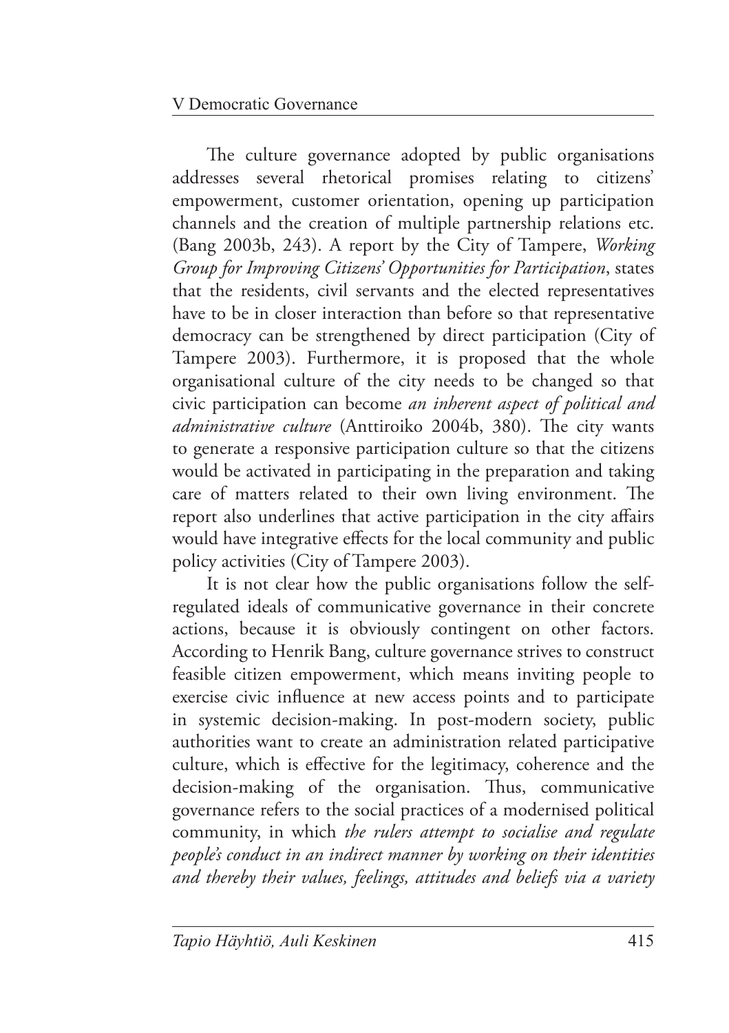The culture governance adopted by public organisations addresses several rhetorical promises relating to citizens' empowerment, customer orientation, opening up participation channels and the creation of multiple partnership relations etc. (Bang 2003b, 243). A report by the City of Tampere, *Working Group for Improving Citizens' Opportunities for Participation*, states that the residents, civil servants and the elected representatives have to be in closer interaction than before so that representative democracy can be strengthened by direct participation (City of Tampere 2003). Furthermore, it is proposed that the whole organisational culture of the city needs to be changed so that civic participation can become *an inherent aspect of political and administrative culture* (Anttiroiko 2004b, 380). The city wants to generate a responsive participation culture so that the citizens would be activated in participating in the preparation and taking care of matters related to their own living environment. The report also underlines that active participation in the city affairs would have integrative effects for the local community and public policy activities (City of Tampere 2003).

It is not clear how the public organisations follow the self-regulated ideals of communicative governance in their concrete actions, because it is obviously contingent on other factors. According to Henrik Bang, culture governance strives to construct feasible citizen empowerment, which means inviting people to exercise civic influence at new access points and to participate in systemic decision-making. In post-modern society, public authorities want to create an administration related participative culture, which is effective for the legitimacy, coherence and the decision-making of the organisation. Thus, communicative governance refers to the social practices of a modernised political community, in which *the rulers attempt to socialise and regulate people's conduct in an indirect manner by working on their identities and thereby their values, feelings, attitudes and beliefs via a variety*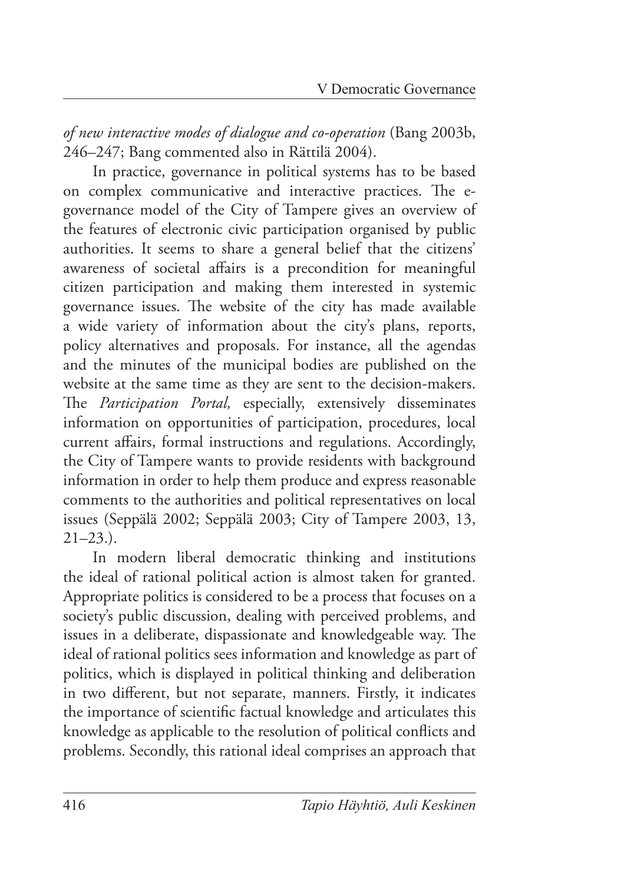*of new interactive modes of dialogue and co-operation* (Bang 2003b, 246–247; Bang commented also in Rättilä 2004).

In practice, governance in political systems has to be based on complex communicative and interactive practices. The e-governance model of the City of Tampere gives an overview of the features of electronic civic participation organised by public authorities. It seems to share a general belief that the citizens' awareness of societal affairs is a precondition for meaningful citizen participation and making them interested in systemic governance issues. The website of the city has made available a wide variety of information about the city's plans, reports, policy alternatives and proposals. For instance, all the agendas and the minutes of the municipal bodies are published on the website at the same time as they are sent to the decision-makers. The *Participation Portal,* especially, extensively disseminates information on opportunities of participation, procedures, local current affairs, formal instructions and regulations. Accordingly, the City of Tampere wants to provide residents with background information in order to help them produce and express reasonable comments to the authorities and political representatives on local issues (Seppälä 2002; Seppälä 2003; City of Tampere 2003, 13, 21–23.).

In modern liberal democratic thinking and institutions the ideal of rational political action is almost taken for granted. Appropriate politics is considered to be a process that focuses on a society's public discussion, dealing with perceived problems, and issues in a deliberate, dispassionate and knowledgeable way. The ideal of rational politics sees information and knowledge as part of politics, which is displayed in political thinking and deliberation in two different, but not separate, manners. Firstly, it indicates the importance of scientific factual knowledge and articulates this knowledge as applicable to the resolution of political conflicts and problems. Secondly, this rational ideal comprises an approach that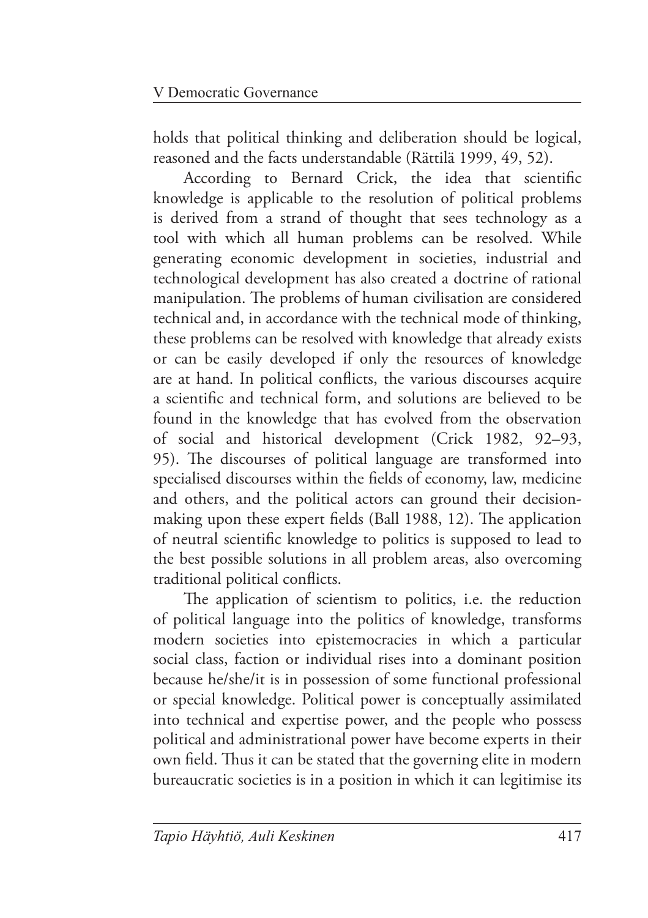holds that political thinking and deliberation should be logical, reasoned and the facts understandable (Rättilä 1999, 49, 52).

According to Bernard Crick, the idea that scientific knowledge is applicable to the resolution of political problems is derived from a strand of thought that sees technology as a tool with which all human problems can be resolved. While generating economic development in societies, industrial and technological development has also created a doctrine of rational manipulation. The problems of human civilisation are considered technical and, in accordance with the technical mode of thinking, these problems can be resolved with knowledge that already exists or can be easily developed if only the resources of knowledge are at hand. In political conflicts, the various discourses acquire a scientific and technical form, and solutions are believed to be found in the knowledge that has evolved from the observation of social and historical development (Crick 1982, 92–93, 95). The discourses of political language are transformed into specialised discourses within the fields of economy, law, medicine and others, and the political actors can ground their decision-making upon these expert fields (Ball 1988, 12). The application of neutral scientific knowledge to politics is supposed to lead to the best possible solutions in all problem areas, also overcoming traditional political conflicts.

The application of scientism to politics, i.e. the reduction of political language into the politics of knowledge, transforms modern societies into epistemocracies in which a particular social class, faction or individual rises into a dominant position because he/she/it is in possession of some functional professional or special knowledge. Political power is conceptually assimilated into technical and expertise power, and the people who possess political and administrational power have become experts in their own field. Thus it can be stated that the governing elite in modern bureaucratic societies is in a position in which it can legitimise its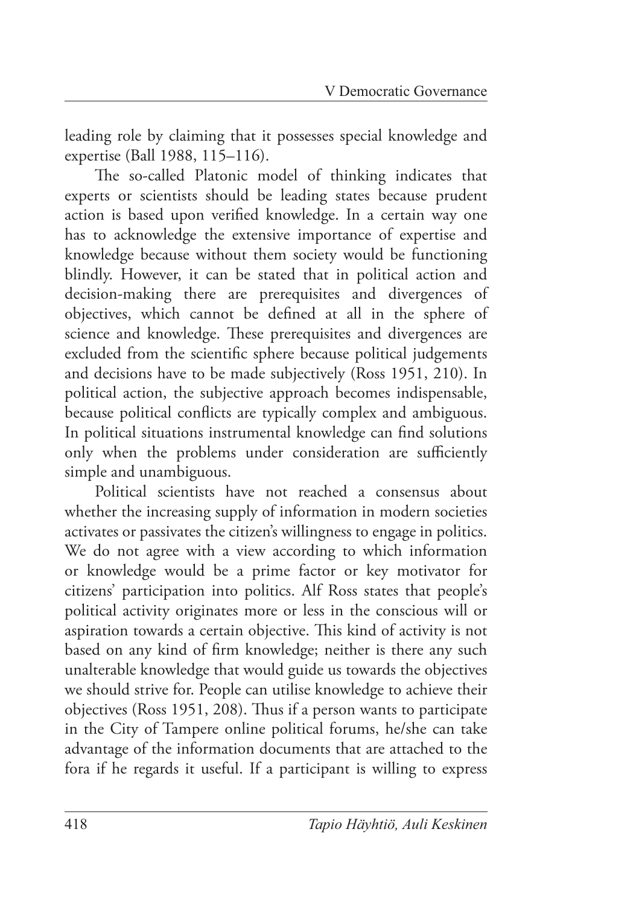leading role by claiming that it possesses special knowledge and expertise (Ball 1988, 115–116).

The so-called Platonic model of thinking indicates that experts or scientists should be leading states because prudent action is based upon verified knowledge. In a certain way one has to acknowledge the extensive importance of expertise and knowledge because without them society would be functioning blindly. However, it can be stated that in political action and decision-making there are prerequisites and divergences of objectives, which cannot be defined at all in the sphere of science and knowledge. These prerequisites and divergences are excluded from the scientific sphere because political judgements and decisions have to be made subjectively (Ross 1951, 210). In political action, the subjective approach becomes indispensable, because political conflicts are typically complex and ambiguous. In political situations instrumental knowledge can find solutions only when the problems under consideration are sufficiently simple and unambiguous.

Political scientists have not reached a consensus about whether the increasing supply of information in modern societies activates or passivates the citizen's willingness to engage in politics. We do not agree with a view according to which information or knowledge would be a prime factor or key motivator for citizens' participation into politics. Alf Ross states that people's political activity originates more or less in the conscious will or aspiration towards a certain objective. This kind of activity is not based on any kind of firm knowledge; neither is there any such unalterable knowledge that would guide us towards the objectives we should strive for. People can utilise knowledge to achieve their objectives (Ross 1951, 208). Thus if a person wants to participate in the City of Tampere online political forums, he/she can take advantage of the information documents that are attached to the fora if he regards it useful. If a participant is willing to express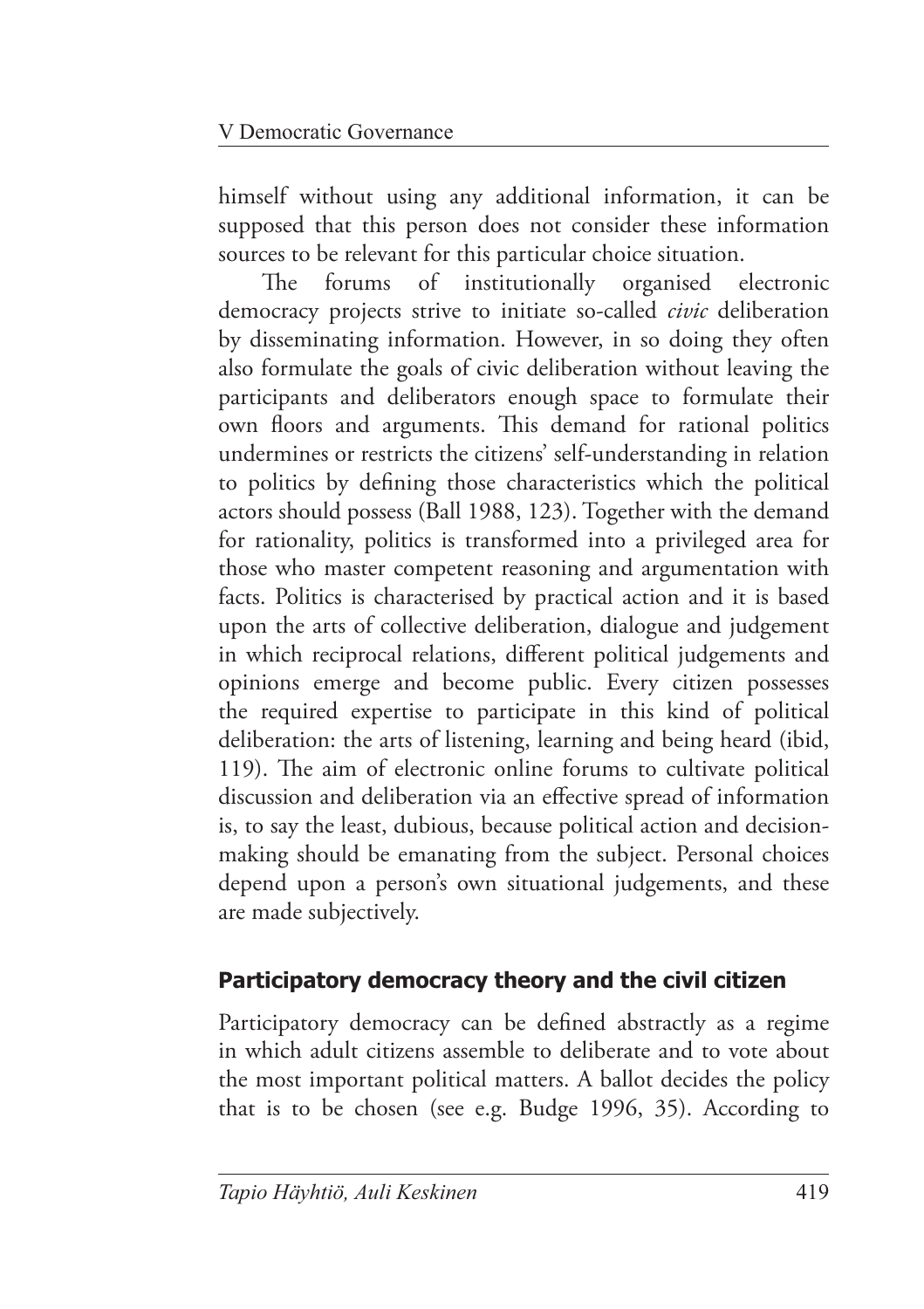himself without using any additional information, it can be supposed that this person does not consider these information sources to be relevant for this particular choice situation.

The forums of institutionally organised electronic democracy projects strive to initiate so-called *civic* deliberation by disseminating information. However, in so doing they often also formulate the goals of civic deliberation without leaving the participants and deliberators enough space to formulate their own floors and arguments. This demand for rational politics undermines or restricts the citizens' self-understanding in relation to politics by defining those characteristics which the political actors should possess (Ball 1988, 123). Together with the demand for rationality, politics is transformed into a privileged area for those who master competent reasoning and argumentation with facts. Politics is characterised by practical action and it is based upon the arts of collective deliberation, dialogue and judgement in which reciprocal relations, different political judgements and opinions emerge and become public. Every citizen possesses the required expertise to participate in this kind of political deliberation: the arts of listening, learning and being heard (ibid, 119). The aim of electronic online forums to cultivate political discussion and deliberation via an effective spread of information is, to say the least, dubious, because political action and decision-making should be emanating from the subject. Personal choices depend upon a person's own situational judgements, and these are made subjectively.

## Participatory democracy theory and the civil citizen

Participatory democracy can be defined abstractly as a regime in which adult citizens assemble to deliberate and to vote about the most important political matters. A ballot decides the policy that is to be chosen (see e.g. Budge 1996, 35). According to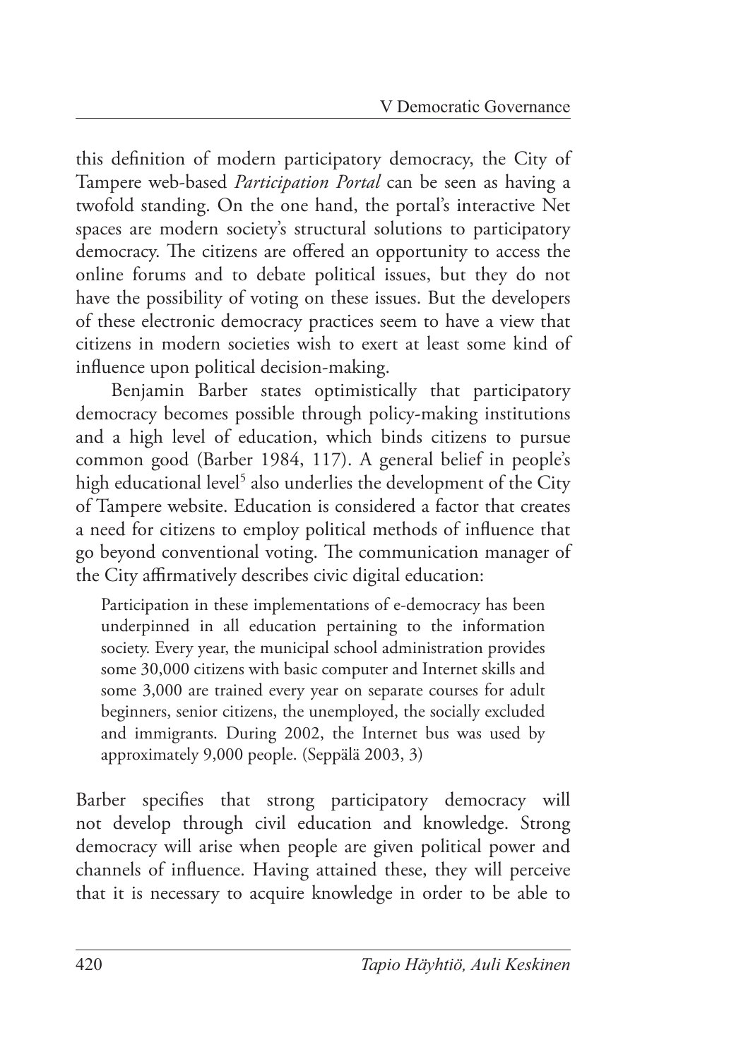this definition of modern participatory democracy, the City of Tampere web-based *Participation Portal* can be seen as having a twofold standing. On the one hand, the portal's interactive Net spaces are modern society's structural solutions to participatory democracy. The citizens are offered an opportunity to access the online forums and to debate political issues, but they do not have the possibility of voting on these issues. But the developers of these electronic democracy practices seem to have a view that citizens in modern societies wish to exert at least some kind of influence upon political decision-making.

Benjamin Barber states optimistically that participatory democracy becomes possible through policy-making institutions and a high level of education, which binds citizens to pursue common good (Barber 1984, 117). A general belief in people's high educational level[5] also underlies the development of the City of Tampere website. Education is considered a factor that creates a need for citizens to employ political methods of influence that go beyond conventional voting. The communication manager of the City affirmatively describes civic digital education:

> Participation in these implementations of e-democracy has been underpinned in all education pertaining to the information society. Every year, the municipal school administration provides some 30,000 citizens with basic computer and Internet skills and some 3,000 are trained every year on separate courses for adult beginners, senior citizens, the unemployed, the socially excluded and immigrants. During 2002, the Internet bus was used by approximately 9,000 people. (Seppälä 2003, 3)

Barber specifies that strong participatory democracy will not develop through civil education and knowledge. Strong democracy will arise when people are given political power and channels of influence. Having attained these, they will perceive that it is necessary to acquire knowledge in order to be able to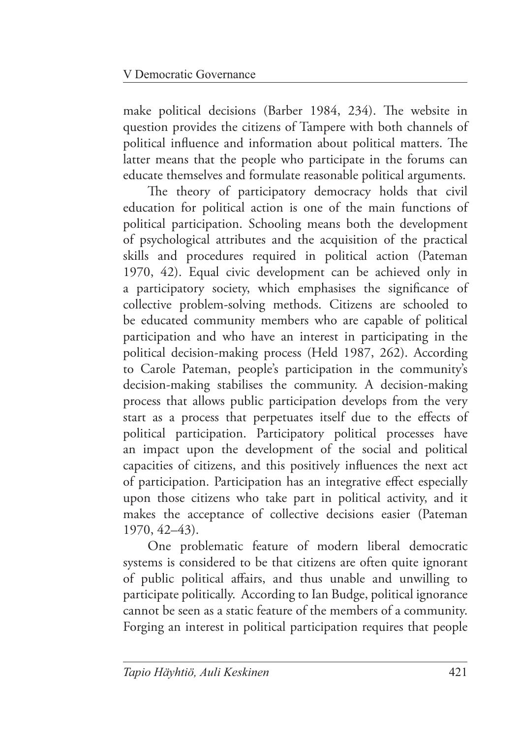make political decisions (Barber 1984, 234). The website in question provides the citizens of Tampere with both channels of political influence and information about political matters. The latter means that the people who participate in the forums can educate themselves and formulate reasonable political arguments.

The theory of participatory democracy holds that civil education for political action is one of the main functions of political participation. Schooling means both the development of psychological attributes and the acquisition of the practical skills and procedures required in political action (Pateman 1970, 42). Equal civic development can be achieved only in a participatory society, which emphasises the significance of collective problem-solving methods. Citizens are schooled to be educated community members who are capable of political participation and who have an interest in participating in the political decision-making process (Held 1987, 262). According to Carole Pateman, people's participation in the community's decision-making stabilises the community. A decision-making process that allows public participation develops from the very start as a process that perpetuates itself due to the effects of political participation. Participatory political processes have an impact upon the development of the social and political capacities of citizens, and this positively influences the next act of participation. Participation has an integrative effect especially upon those citizens who take part in political activity, and it makes the acceptance of collective decisions easier (Pateman 1970, 42–43).

One problematic feature of modern liberal democratic systems is considered to be that citizens are often quite ignorant of public political affairs, and thus unable and unwilling to participate politically. According to Ian Budge, political ignorance cannot be seen as a static feature of the members of a community. Forging an interest in political participation requires that people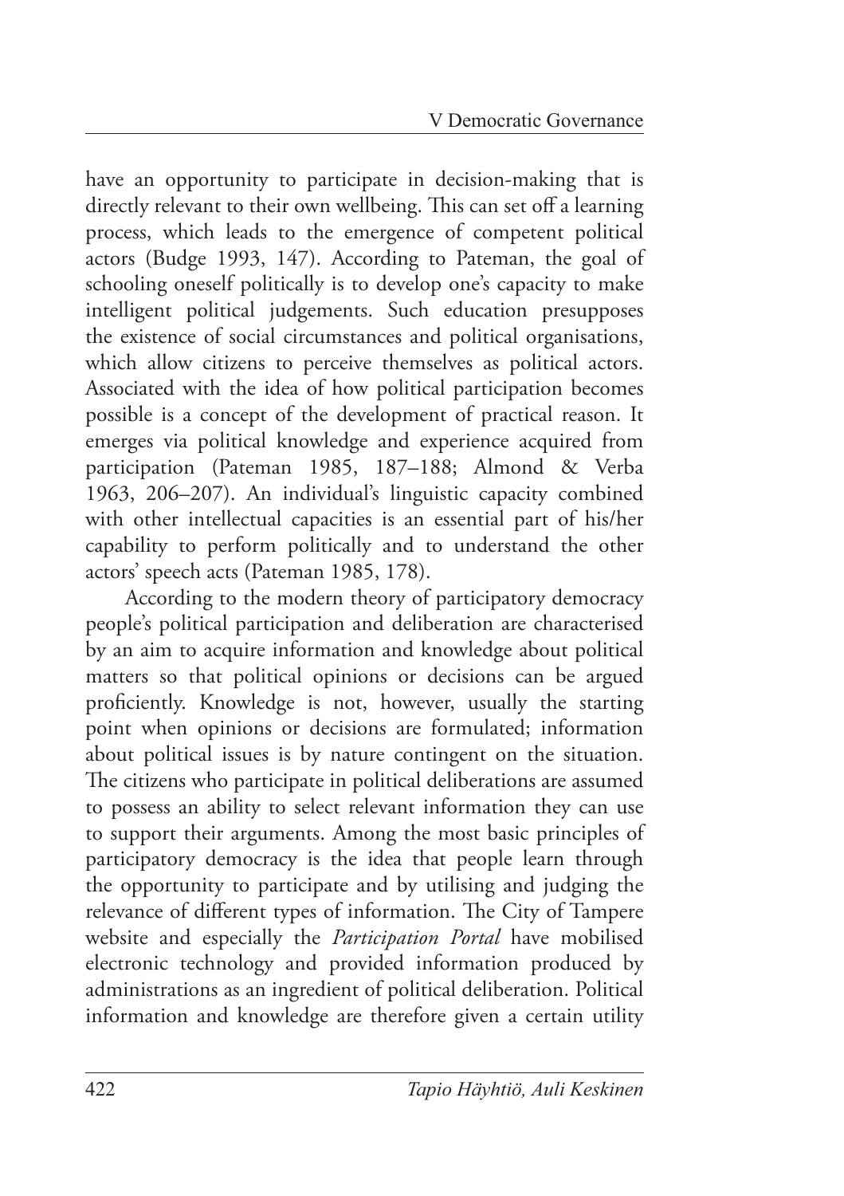have an opportunity to participate in decision-making that is directly relevant to their own wellbeing. This can set off a learning process, which leads to the emergence of competent political actors (Budge 1993, 147). According to Pateman, the goal of schooling oneself politically is to develop one's capacity to make intelligent political judgements. Such education presupposes the existence of social circumstances and political organisations, which allow citizens to perceive themselves as political actors. Associated with the idea of how political participation becomes possible is a concept of the development of practical reason. It emerges via political knowledge and experience acquired from participation (Pateman 1985, 187–188; Almond & Verba 1963, 206–207). An individual's linguistic capacity combined with other intellectual capacities is an essential part of his/her capability to perform politically and to understand the other actors' speech acts (Pateman 1985, 178).

According to the modern theory of participatory democracy people's political participation and deliberation are characterised by an aim to acquire information and knowledge about political matters so that political opinions or decisions can be argued proficiently. Knowledge is not, however, usually the starting point when opinions or decisions are formulated; information about political issues is by nature contingent on the situation. The citizens who participate in political deliberations are assumed to possess an ability to select relevant information they can use to support their arguments. Among the most basic principles of participatory democracy is the idea that people learn through the opportunity to participate and by utilising and judging the relevance of different types of information. The City of Tampere website and especially the *Participation Portal* have mobilised electronic technology and provided information produced by administrations as an ingredient of political deliberation. Political information and knowledge are therefore given a certain utility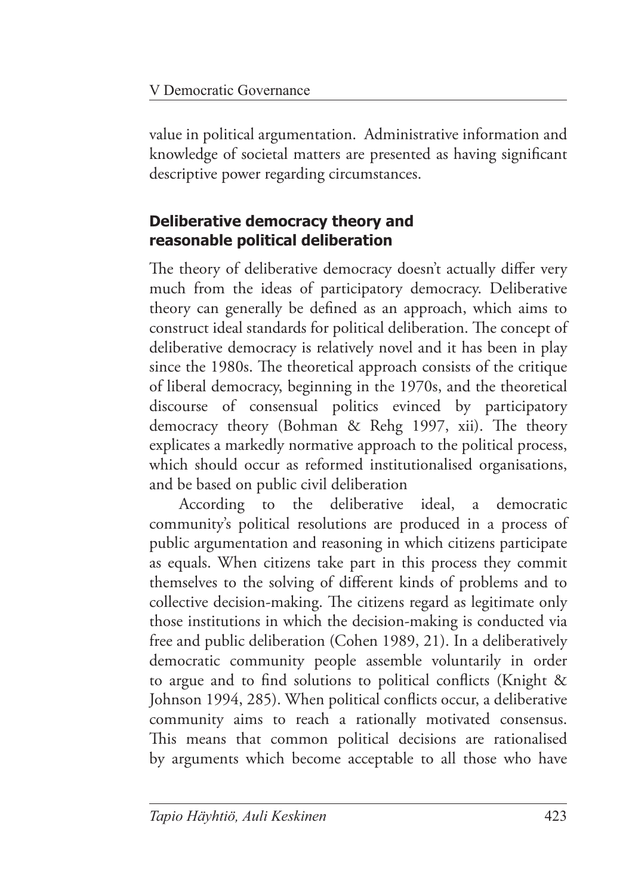value in political argumentation. Administrative information and knowledge of societal matters are presented as having significant descriptive power regarding circumstances.

## Deliberative democracy theory and reasonable political deliberation

The theory of deliberative democracy doesn't actually differ very much from the ideas of participatory democracy. Deliberative theory can generally be defined as an approach, which aims to construct ideal standards for political deliberation. The concept of deliberative democracy is relatively novel and it has been in play since the 1980s. The theoretical approach consists of the critique of liberal democracy, beginning in the 1970s, and the theoretical discourse of consensual politics evinced by participatory democracy theory (Bohman & Rehg 1997, xii). The theory explicates a markedly normative approach to the political process, which should occur as reformed institutionalised organisations, and be based on public civil deliberation

According to the deliberative ideal, a democratic community's political resolutions are produced in a process of public argumentation and reasoning in which citizens participate as equals. When citizens take part in this process they commit themselves to the solving of different kinds of problems and to collective decision-making. The citizens regard as legitimate only those institutions in which the decision-making is conducted via free and public deliberation (Cohen 1989, 21). In a deliberatively democratic community people assemble voluntarily in order to argue and to find solutions to political conflicts (Knight & Johnson 1994, 285). When political conflicts occur, a deliberative community aims to reach a rationally motivated consensus. This means that common political decisions are rationalised by arguments which become acceptable to all those who have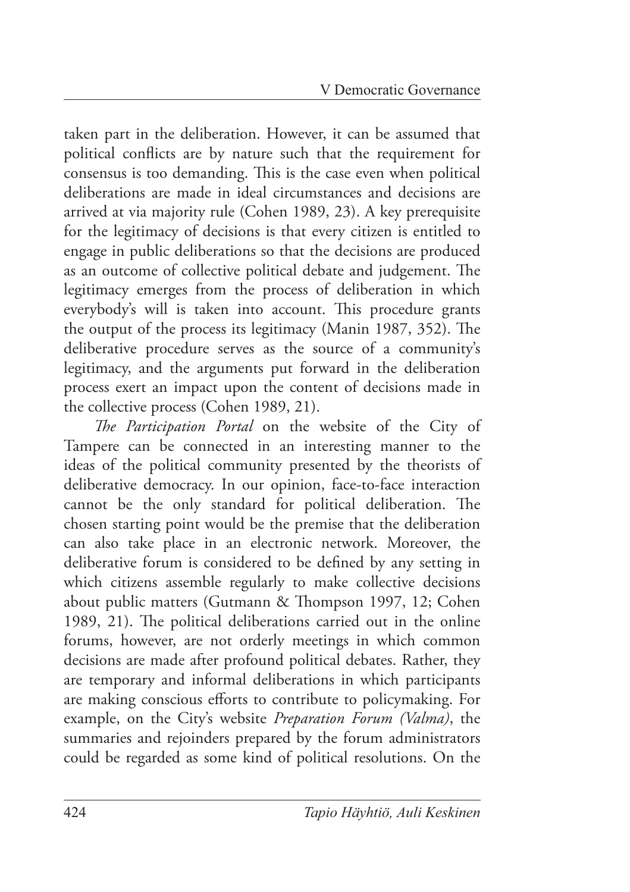taken part in the deliberation. However, it can be assumed that political conflicts are by nature such that the requirement for consensus is too demanding. This is the case even when political deliberations are made in ideal circumstances and decisions are arrived at via majority rule (Cohen 1989, 23). A key prerequisite for the legitimacy of decisions is that every citizen is entitled to engage in public deliberations so that the decisions are produced as an outcome of collective political debate and judgement. The legitimacy emerges from the process of deliberation in which everybody's will is taken into account. This procedure grants the output of the process its legitimacy (Manin 1987, 352). The deliberative procedure serves as the source of a community's legitimacy, and the arguments put forward in the deliberation process exert an impact upon the content of decisions made in the collective process (Cohen 1989, 21).

*The Participation Portal* on the website of the City of Tampere can be connected in an interesting manner to the ideas of the political community presented by the theorists of deliberative democracy. In our opinion, face-to-face interaction cannot be the only standard for political deliberation. The chosen starting point would be the premise that the deliberation can also take place in an electronic network. Moreover, the deliberative forum is considered to be defined by any setting in which citizens assemble regularly to make collective decisions about public matters (Gutmann & Thompson 1997, 12; Cohen 1989, 21). The political deliberations carried out in the online forums, however, are not orderly meetings in which common decisions are made after profound political debates. Rather, they are temporary and informal deliberations in which participants are making conscious efforts to contribute to policymaking. For example, on the City's website *Preparation Forum (Valma)*, the summaries and rejoinders prepared by the forum administrators could be regarded as some kind of political resolutions. On the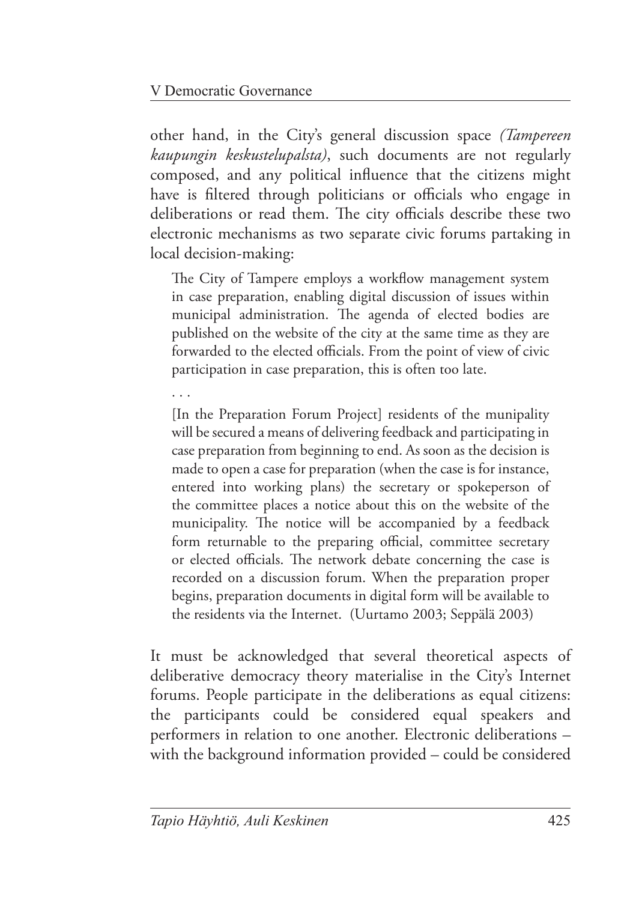other hand, in the City's general discussion space *(Tampereen kaupungin keskustelupalsta)*, such documents are not regularly composed, and any political influence that the citizens might have is filtered through politicians or officials who engage in deliberations or read them. The city officials describe these two electronic mechanisms as two separate civic forums partaking in local decision-making:

> The City of Tampere employs a workflow management system in case preparation, enabling digital discussion of issues within municipal administration. The agenda of elected bodies are published on the website of the city at the same time as they are forwarded to the elected officials. From the point of view of civic participation in case preparation, this is often too late.
>
> . . .
>
> [In the Preparation Forum Project] residents of the munipality will be secured a means of delivering feedback and participating in case preparation from beginning to end. As soon as the decision is made to open a case for preparation (when the case is for instance, entered into working plans) the secretary or spokeperson of the committee places a notice about this on the website of the municipality. The notice will be accompanied by a feedback form returnable to the preparing official, committee secretary or elected officials. The network debate concerning the case is recorded on a discussion forum. When the preparation proper begins, preparation documents in digital form will be available to the residents via the Internet. (Uurtamo 2003; Seppälä 2003)

It must be acknowledged that several theoretical aspects of deliberative democracy theory materialise in the City's Internet forums. People participate in the deliberations as equal citizens: the participants could be considered equal speakers and performers in relation to one another. Electronic deliberations – with the background information provided – could be considered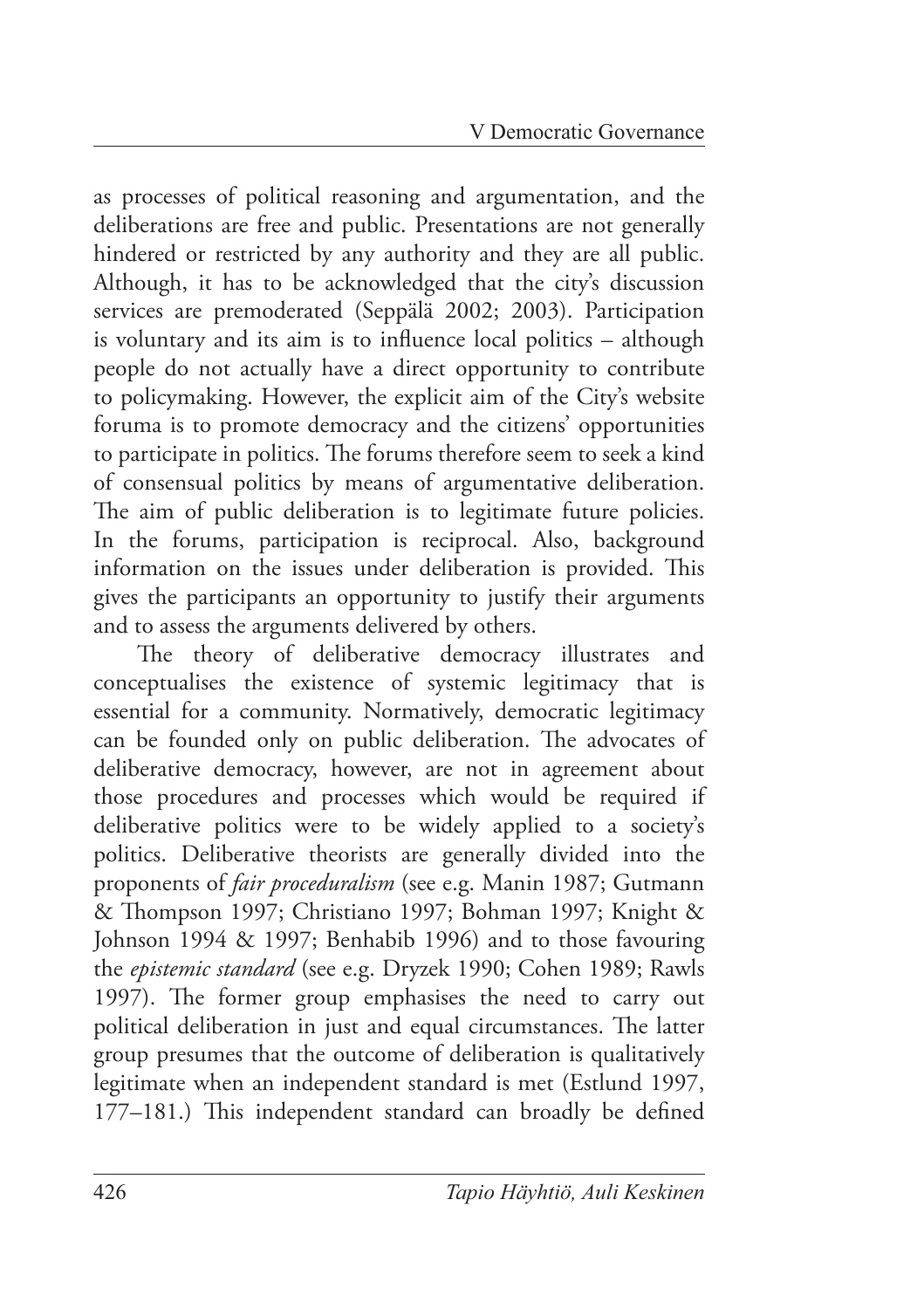as processes of political reasoning and argumentation, and the deliberations are free and public. Presentations are not generally hindered or restricted by any authority and they are all public. Although, it has to be acknowledged that the city's discussion services are premoderated (Seppälä 2002; 2003). Participation is voluntary and its aim is to influence local politics – although people do not actually have a direct opportunity to contribute to policymaking. However, the explicit aim of the City's website foruma is to promote democracy and the citizens' opportunities to participate in politics. The forums therefore seem to seek a kind of consensual politics by means of argumentative deliberation. The aim of public deliberation is to legitimate future policies. In the forums, participation is reciprocal. Also, background information on the issues under deliberation is provided. This gives the participants an opportunity to justify their arguments and to assess the arguments delivered by others.

The theory of deliberative democracy illustrates and conceptualises the existence of systemic legitimacy that is essential for a community. Normatively, democratic legitimacy can be founded only on public deliberation. The advocates of deliberative democracy, however, are not in agreement about those procedures and processes which would be required if deliberative politics were to be widely applied to a society's politics. Deliberative theorists are generally divided into the proponents of *fair proceduralism* (see e.g. Manin 1987; Gutmann & Thompson 1997; Christiano 1997; Bohman 1997; Knight & Johnson 1994 & 1997; Benhabib 1996) and to those favouring the *epistemic standard* (see e.g. Dryzek 1990; Cohen 1989; Rawls 1997). The former group emphasises the need to carry out political deliberation in just and equal circumstances. The latter group presumes that the outcome of deliberation is qualitatively legitimate when an independent standard is met (Estlund 1997, 177–181.) This independent standard can broadly be defined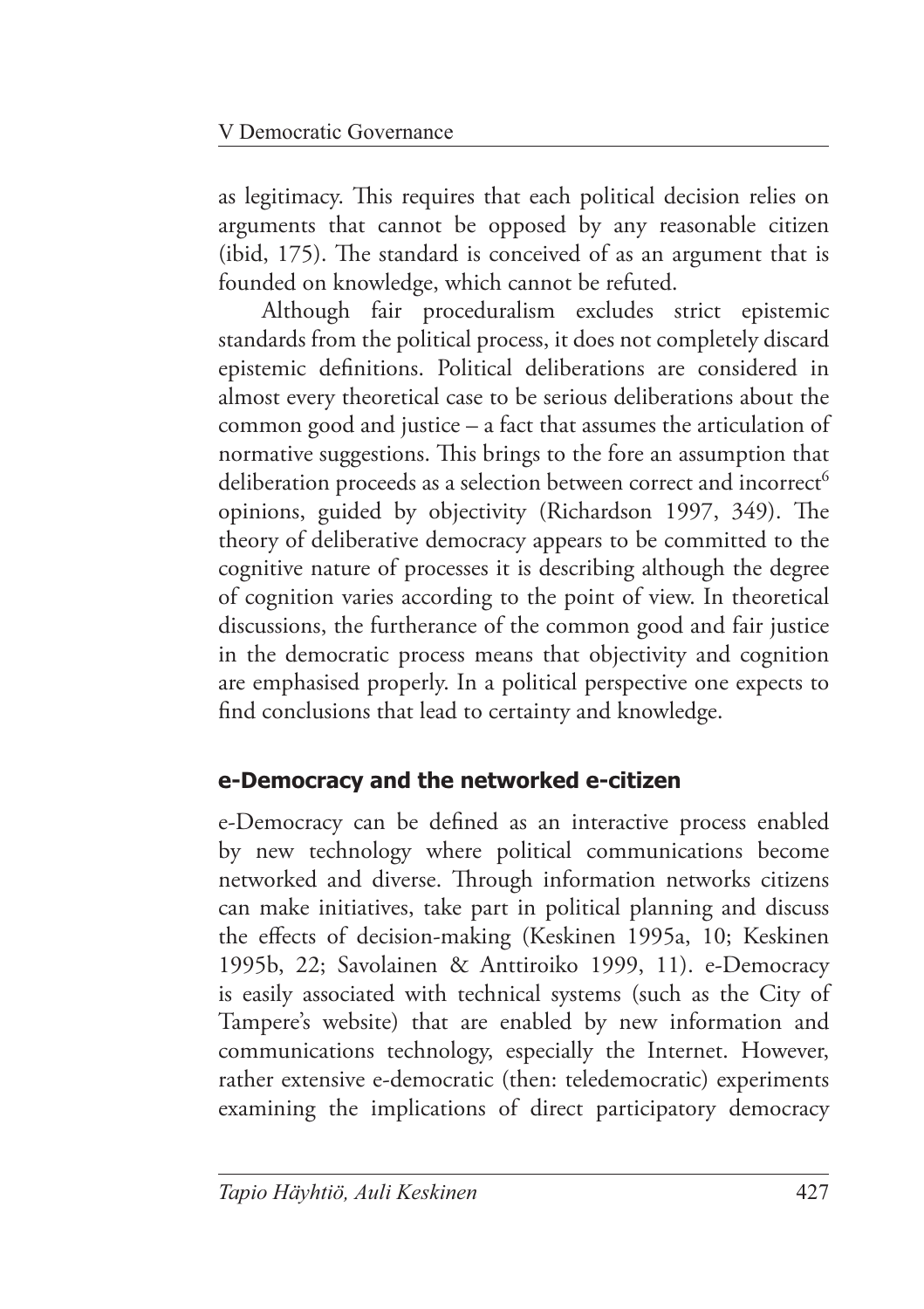as legitimacy. This requires that each political decision relies on arguments that cannot be opposed by any reasonable citizen (ibid, 175). The standard is conceived of as an argument that is founded on knowledge, which cannot be refuted.

Although fair proceduralism excludes strict epistemic standards from the political process, it does not completely discard epistemic definitions. Political deliberations are considered in almost every theoretical case to be serious deliberations about the common good and justice – a fact that assumes the articulation of normative suggestions. This brings to the fore an assumption that deliberation proceeds as a selection between correct and incorrect[6] opinions, guided by objectivity (Richardson 1997, 349). The theory of deliberative democracy appears to be committed to the cognitive nature of processes it is describing although the degree of cognition varies according to the point of view. In theoretical discussions, the furtherance of the common good and fair justice in the democratic process means that objectivity and cognition are emphasised properly. In a political perspective one expects to find conclusions that lead to certainty and knowledge.

## e-Democracy and the networked e-citizen

e-Democracy can be defined as an interactive process enabled by new technology where political communications become networked and diverse. Through information networks citizens can make initiatives, take part in political planning and discuss the effects of decision-making (Keskinen 1995a, 10; Keskinen 1995b, 22; Savolainen & Anttiroiko 1999, 11). e-Democracy is easily associated with technical systems (such as the City of Tampere's website) that are enabled by new information and communications technology, especially the Internet. However, rather extensive e-democratic (then: teledemocratic) experiments examining the implications of direct participatory democracy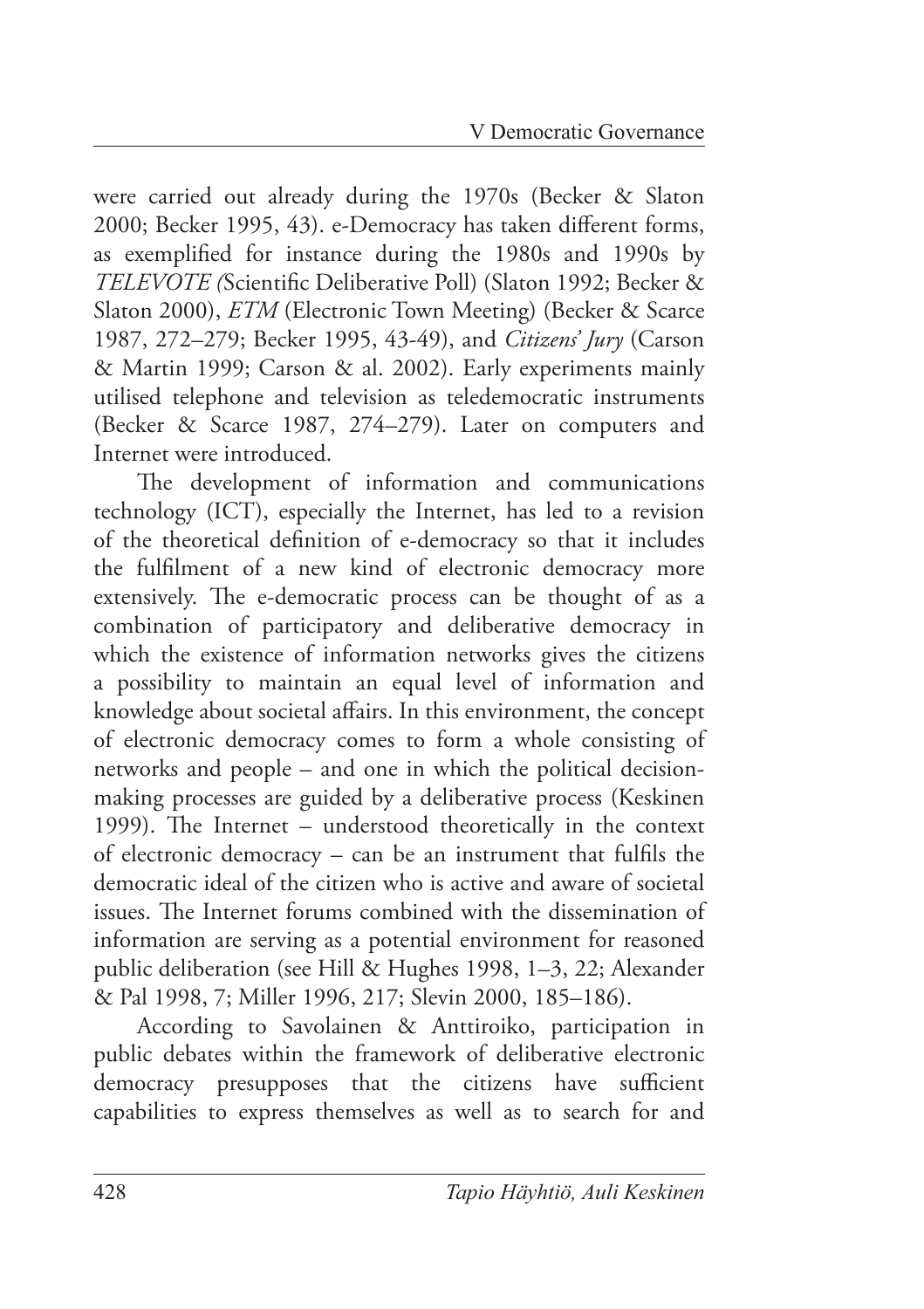were carried out already during the 1970s (Becker & Slaton 2000; Becker 1995, 43). e-Democracy has taken different forms, as exemplified for instance during the 1980s and 1990s by *TELEVOTE (*Scientific Deliberative Poll) (Slaton 1992; Becker & Slaton 2000), *ETM* (Electronic Town Meeting) (Becker & Scarce 1987, 272–279; Becker 1995, 43-49), and *Citizens' Jury* (Carson & Martin 1999; Carson & al. 2002). Early experiments mainly utilised telephone and television as teledemocratic instruments (Becker & Scarce 1987, 274–279). Later on computers and Internet were introduced.

The development of information and communications technology (ICT), especially the Internet, has led to a revision of the theoretical definition of e-democracy so that it includes the fulfilment of a new kind of electronic democracy more extensively. The e-democratic process can be thought of as a combination of participatory and deliberative democracy in which the existence of information networks gives the citizens a possibility to maintain an equal level of information and knowledge about societal affairs. In this environment, the concept of electronic democracy comes to form a whole consisting of networks and people – and one in which the political decision-making processes are guided by a deliberative process (Keskinen 1999). The Internet – understood theoretically in the context of electronic democracy – can be an instrument that fulfils the democratic ideal of the citizen who is active and aware of societal issues. The Internet forums combined with the dissemination of information are serving as a potential environment for reasoned public deliberation (see Hill & Hughes 1998, 1–3, 22; Alexander & Pal 1998, 7; Miller 1996, 217; Slevin 2000, 185–186).

According to Savolainen & Anttiroiko, participation in public debates within the framework of deliberative electronic democracy presupposes that the citizens have sufficient capabilities to express themselves as well as to search for and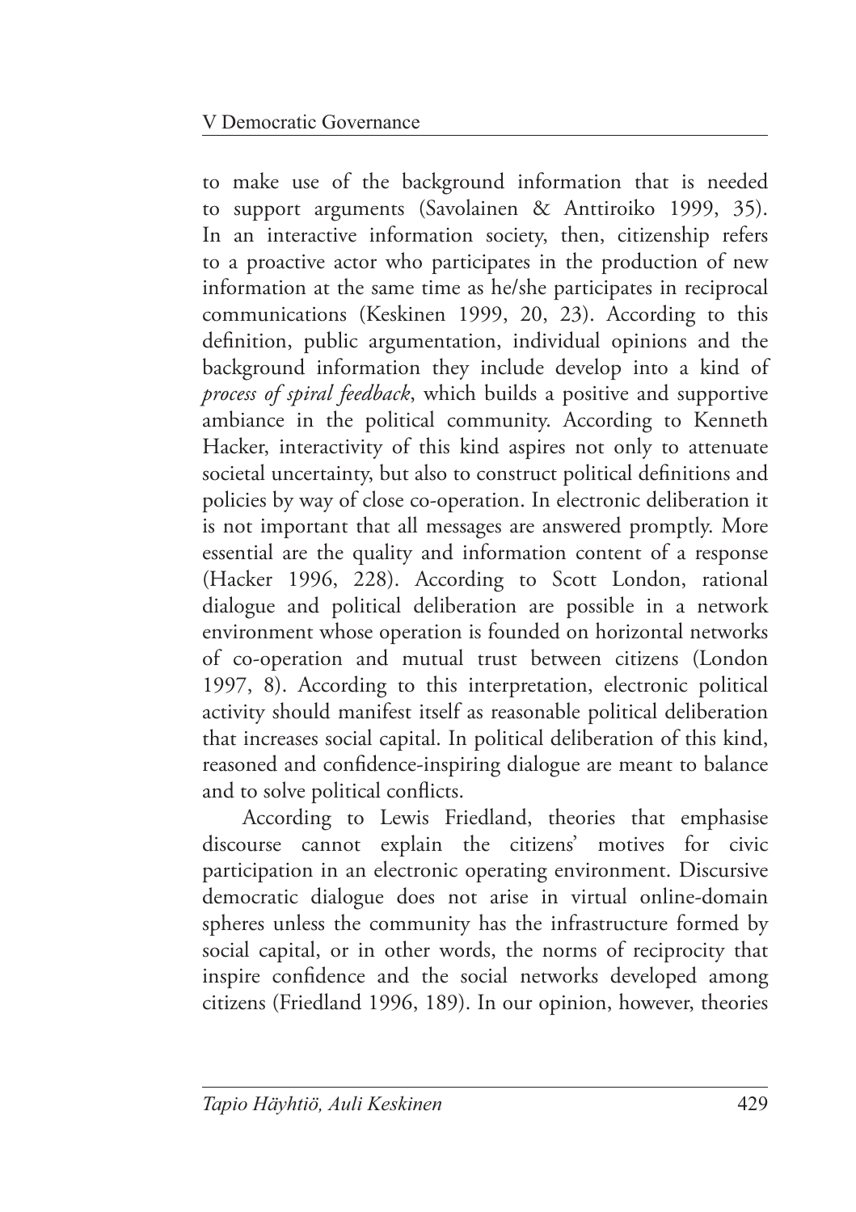to make use of the background information that is needed to support arguments (Savolainen & Anttiroiko 1999, 35). In an interactive information society, then, citizenship refers to a proactive actor who participates in the production of new information at the same time as he/she participates in reciprocal communications (Keskinen 1999, 20, 23). According to this definition, public argumentation, individual opinions and the background information they include develop into a kind of *process of spiral feedback*, which builds a positive and supportive ambiance in the political community. According to Kenneth Hacker, interactivity of this kind aspires not only to attenuate societal uncertainty, but also to construct political definitions and policies by way of close co-operation. In electronic deliberation it is not important that all messages are answered promptly. More essential are the quality and information content of a response (Hacker 1996, 228). According to Scott London, rational dialogue and political deliberation are possible in a network environment whose operation is founded on horizontal networks of co-operation and mutual trust between citizens (London 1997, 8). According to this interpretation, electronic political activity should manifest itself as reasonable political deliberation that increases social capital. In political deliberation of this kind, reasoned and confidence-inspiring dialogue are meant to balance and to solve political conflicts.

According to Lewis Friedland, theories that emphasise discourse cannot explain the citizens' motives for civic participation in an electronic operating environment. Discursive democratic dialogue does not arise in virtual online-domain spheres unless the community has the infrastructure formed by social capital, or in other words, the norms of reciprocity that inspire confidence and the social networks developed among citizens (Friedland 1996, 189). In our opinion, however, theories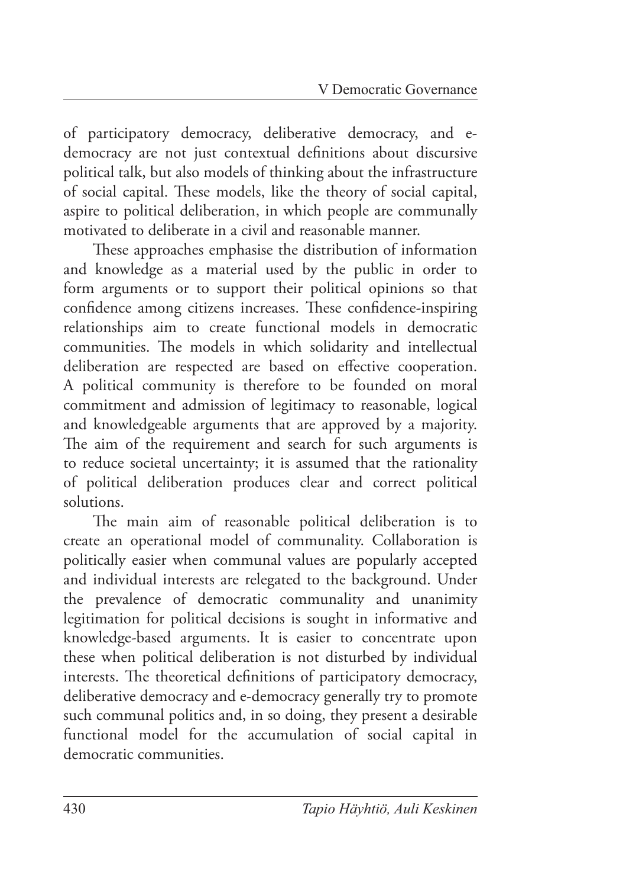of participatory democracy, deliberative democracy, and e-democracy are not just contextual definitions about discursive political talk, but also models of thinking about the infrastructure of social capital. These models, like the theory of social capital, aspire to political deliberation, in which people are communally motivated to deliberate in a civil and reasonable manner.

These approaches emphasise the distribution of information and knowledge as a material used by the public in order to form arguments or to support their political opinions so that confidence among citizens increases. These confidence-inspiring relationships aim to create functional models in democratic communities. The models in which solidarity and intellectual deliberation are respected are based on effective cooperation. A political community is therefore to be founded on moral commitment and admission of legitimacy to reasonable, logical and knowledgeable arguments that are approved by a majority. The aim of the requirement and search for such arguments is to reduce societal uncertainty; it is assumed that the rationality of political deliberation produces clear and correct political solutions.

The main aim of reasonable political deliberation is to create an operational model of communality. Collaboration is politically easier when communal values are popularly accepted and individual interests are relegated to the background. Under the prevalence of democratic communality and unanimity legitimation for political decisions is sought in informative and knowledge-based arguments. It is easier to concentrate upon these when political deliberation is not disturbed by individual interests. The theoretical definitions of participatory democracy, deliberative democracy and e-democracy generally try to promote such communal politics and, in so doing, they present a desirable functional model for the accumulation of social capital in democratic communities.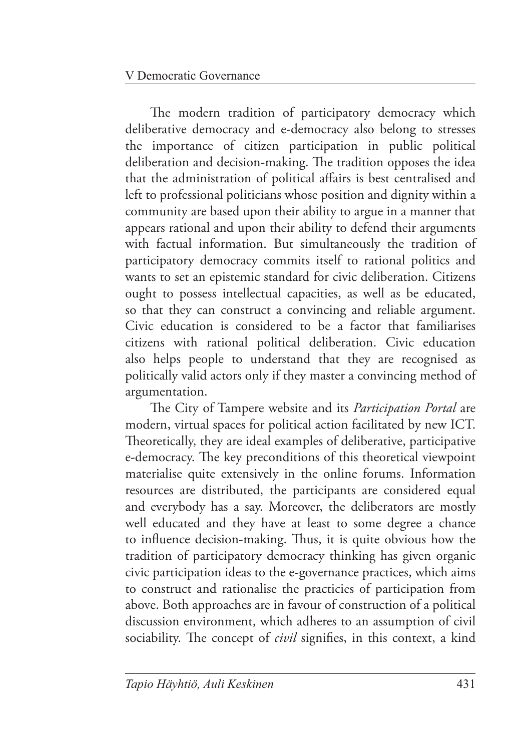The modern tradition of participatory democracy which deliberative democracy and e-democracy also belong to stresses the importance of citizen participation in public political deliberation and decision-making. The tradition opposes the idea that the administration of political affairs is best centralised and left to professional politicians whose position and dignity within a community are based upon their ability to argue in a manner that appears rational and upon their ability to defend their arguments with factual information. But simultaneously the tradition of participatory democracy commits itself to rational politics and wants to set an epistemic standard for civic deliberation. Citizens ought to possess intellectual capacities, as well as be educated, so that they can construct a convincing and reliable argument. Civic education is considered to be a factor that familiarises citizens with rational political deliberation. Civic education also helps people to understand that they are recognised as politically valid actors only if they master a convincing method of argumentation.

The City of Tampere website and its *Participation Portal* are modern, virtual spaces for political action facilitated by new ICT. Theoretically, they are ideal examples of deliberative, participative e-democracy. The key preconditions of this theoretical viewpoint materialise quite extensively in the online forums. Information resources are distributed, the participants are considered equal and everybody has a say. Moreover, the deliberators are mostly well educated and they have at least to some degree a chance to influence decision-making. Thus, it is quite obvious how the tradition of participatory democracy thinking has given organic civic participation ideas to the e-governance practices, which aims to construct and rationalise the practicies of participation from above. Both approaches are in favour of construction of a political discussion environment, which adheres to an assumption of civil sociability. The concept of *civil* signifies, in this context, a kind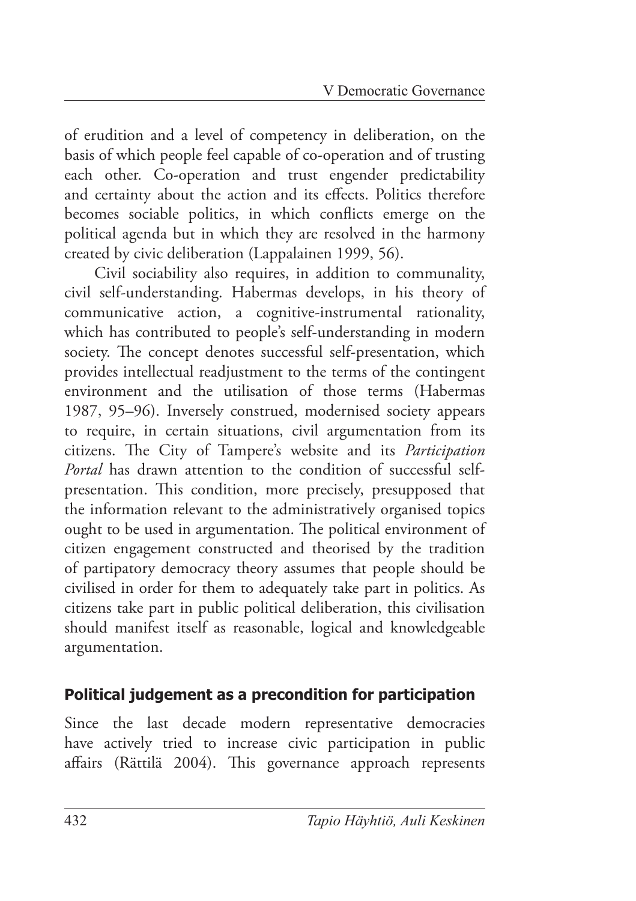of erudition and a level of competency in deliberation, on the basis of which people feel capable of co-operation and of trusting each other. Co-operation and trust engender predictability and certainty about the action and its effects. Politics therefore becomes sociable politics, in which conflicts emerge on the political agenda but in which they are resolved in the harmony created by civic deliberation (Lappalainen 1999, 56).

Civil sociability also requires, in addition to communality, civil self-understanding. Habermas develops, in his theory of communicative action, a cognitive-instrumental rationality, which has contributed to people's self-understanding in modern society. The concept denotes successful self-presentation, which provides intellectual readjustment to the terms of the contingent environment and the utilisation of those terms (Habermas 1987, 95–96). Inversely construed, modernised society appears to require, in certain situations, civil argumentation from its citizens. The City of Tampere's website and its *Participation Portal* has drawn attention to the condition of successful self-presentation. This condition, more precisely, presupposed that the information relevant to the administratively organised topics ought to be used in argumentation. The political environment of citizen engagement constructed and theorised by the tradition of partipatory democracy theory assumes that people should be civilised in order for them to adequately take part in politics. As citizens take part in public political deliberation, this civilisation should manifest itself as reasonable, logical and knowledgeable argumentation.

## Political judgement as a precondition for participation

Since the last decade modern representative democracies have actively tried to increase civic participation in public affairs (Rättilä 2004). This governance approach represents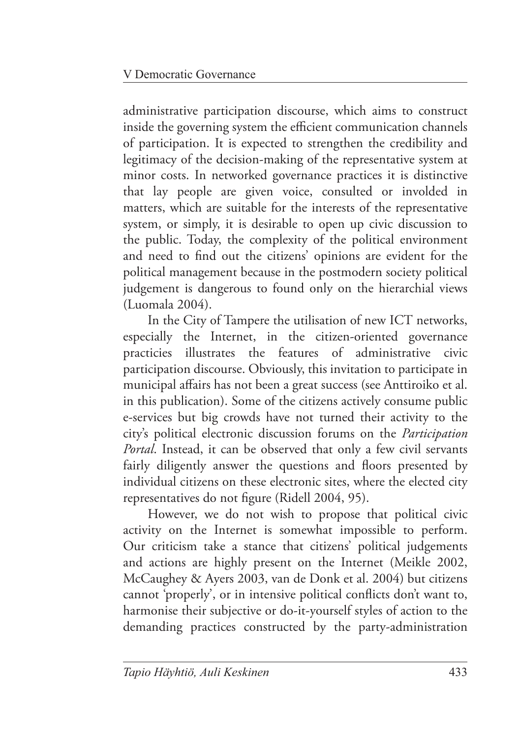administrative participation discourse, which aims to construct inside the governing system the efficient communication channels of participation. It is expected to strengthen the credibility and legitimacy of the decision-making of the representative system at minor costs. In networked governance practices it is distinctive that lay people are given voice, consulted or involded in matters, which are suitable for the interests of the representative system, or simply, it is desirable to open up civic discussion to the public. Today, the complexity of the political environment and need to find out the citizens' opinions are evident for the political management because in the postmodern society political judgement is dangerous to found only on the hierarchial views (Luomala 2004).

In the City of Tampere the utilisation of new ICT networks, especially the Internet, in the citizen-oriented governance practicies illustrates the features of administrative civic participation discourse. Obviously, this invitation to participate in municipal affairs has not been a great success (see Anttiroiko et al. in this publication). Some of the citizens actively consume public e-services but big crowds have not turned their activity to the city's political electronic discussion forums on the *Participation Portal*. Instead, it can be observed that only a few civil servants fairly diligently answer the questions and floors presented by individual citizens on these electronic sites, where the elected city representatives do not figure (Ridell 2004, 95).

However, we do not wish to propose that political civic activity on the Internet is somewhat impossible to perform. Our criticism take a stance that citizens' political judgements and actions are highly present on the Internet (Meikle 2002, McCaughey & Ayers 2003, van de Donk et al. 2004) but citizens cannot 'properly', or in intensive political conflicts don't want to, harmonise their subjective or do-it-yourself styles of action to the demanding practices constructed by the party-administration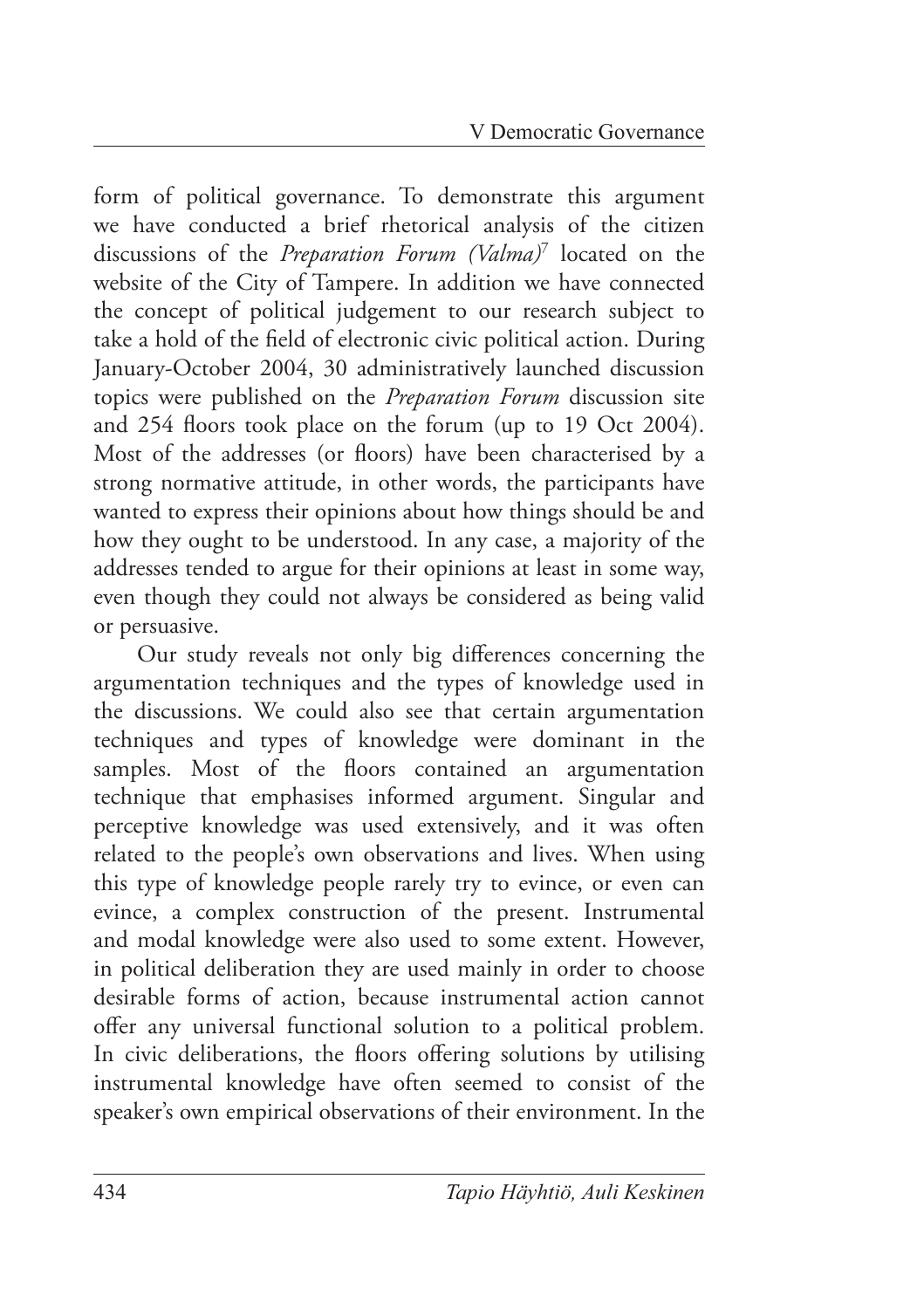form of political governance. To demonstrate this argument we have conducted a brief rhetorical analysis of the citizen discussions of the *Preparation Forum (Valma)*[7] located on the website of the City of Tampere. In addition we have connected the concept of political judgement to our research subject to take a hold of the field of electronic civic political action. During January-October 2004, 30 administratively launched discussion topics were published on the *Preparation Forum* discussion site and 254 floors took place on the forum (up to 19 Oct 2004). Most of the addresses (or floors) have been characterised by a strong normative attitude, in other words, the participants have wanted to express their opinions about how things should be and how they ought to be understood. In any case, a majority of the addresses tended to argue for their opinions at least in some way, even though they could not always be considered as being valid or persuasive.

Our study reveals not only big differences concerning the argumentation techniques and the types of knowledge used in the discussions. We could also see that certain argumentation techniques and types of knowledge were dominant in the samples. Most of the floors contained an argumentation technique that emphasises informed argument. Singular and perceptive knowledge was used extensively, and it was often related to the people's own observations and lives. When using this type of knowledge people rarely try to evince, or even can evince, a complex construction of the present. Instrumental and modal knowledge were also used to some extent. However, in political deliberation they are used mainly in order to choose desirable forms of action, because instrumental action cannot offer any universal functional solution to a political problem. In civic deliberations, the floors offering solutions by utilising instrumental knowledge have often seemed to consist of the speaker's own empirical observations of their environment. In the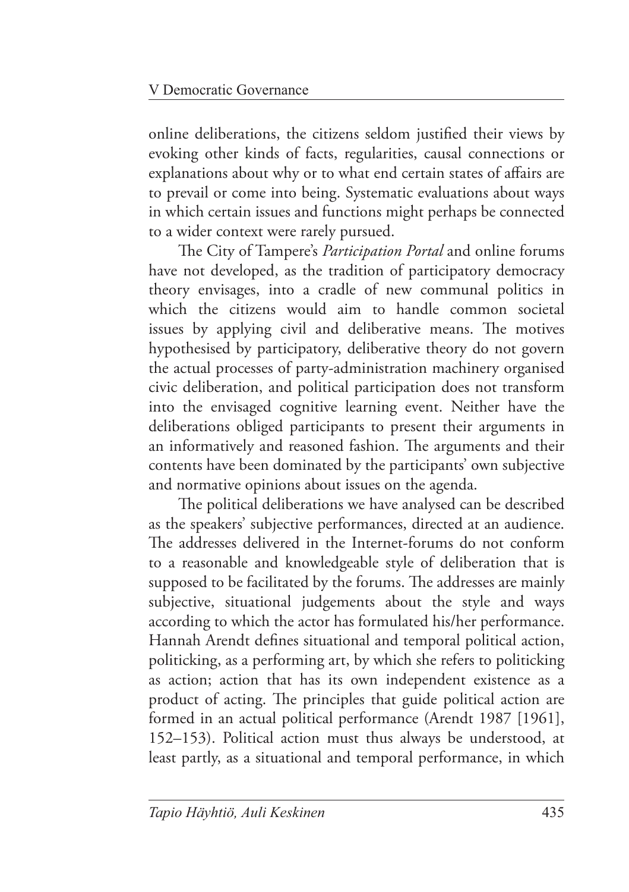online deliberations, the citizens seldom justified their views by evoking other kinds of facts, regularities, causal connections or explanations about why or to what end certain states of affairs are to prevail or come into being. Systematic evaluations about ways in which certain issues and functions might perhaps be connected to a wider context were rarely pursued.

The City of Tampere's *Participation Portal* and online forums have not developed, as the tradition of participatory democracy theory envisages, into a cradle of new communal politics in which the citizens would aim to handle common societal issues by applying civil and deliberative means. The motives hypothesised by participatory, deliberative theory do not govern the actual processes of party-administration machinery organised civic deliberation, and political participation does not transform into the envisaged cognitive learning event. Neither have the deliberations obliged participants to present their arguments in an informatively and reasoned fashion. The arguments and their contents have been dominated by the participants' own subjective and normative opinions about issues on the agenda.

The political deliberations we have analysed can be described as the speakers' subjective performances, directed at an audience. The addresses delivered in the Internet-forums do not conform to a reasonable and knowledgeable style of deliberation that is supposed to be facilitated by the forums. The addresses are mainly subjective, situational judgements about the style and ways according to which the actor has formulated his/her performance. Hannah Arendt defines situational and temporal political action, politicking, as a performing art, by which she refers to politicking as action; action that has its own independent existence as a product of acting. The principles that guide political action are formed in an actual political performance (Arendt 1987 [1961], 152–153). Political action must thus always be understood, at least partly, as a situational and temporal performance, in which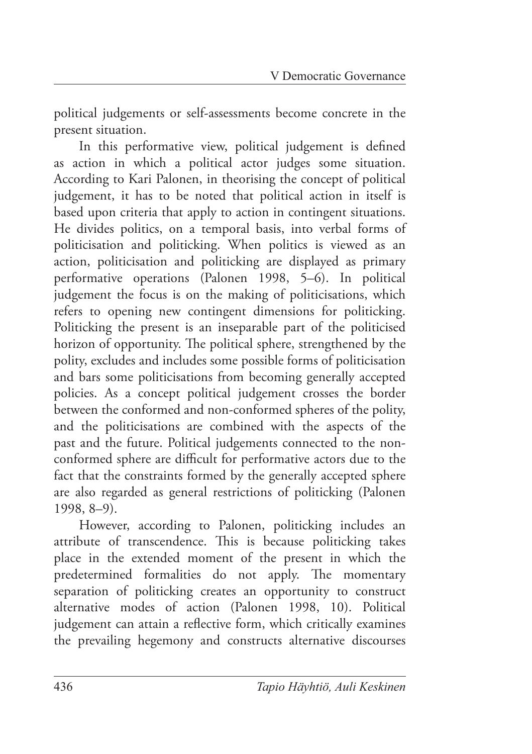political judgements or self-assessments become concrete in the present situation.

In this performative view, political judgement is defined as action in which a political actor judges some situation. According to Kari Palonen, in theorising the concept of political judgement, it has to be noted that political action in itself is based upon criteria that apply to action in contingent situations. He divides politics, on a temporal basis, into verbal forms of politicisation and politicking. When politics is viewed as an action, politicisation and politicking are displayed as primary performative operations (Palonen 1998, 5–6). In political judgement the focus is on the making of politicisations, which refers to opening new contingent dimensions for politicking. Politicking the present is an inseparable part of the politicised horizon of opportunity. The political sphere, strengthened by the polity, excludes and includes some possible forms of politicisation and bars some politicisations from becoming generally accepted policies. As a concept political judgement crosses the border between the conformed and non-conformed spheres of the polity, and the politicisations are combined with the aspects of the past and the future. Political judgements connected to the non-conformed sphere are difficult for performative actors due to the fact that the constraints formed by the generally accepted sphere are also regarded as general restrictions of politicking (Palonen 1998, 8–9).

However, according to Palonen, politicking includes an attribute of transcendence. This is because politicking takes place in the extended moment of the present in which the predetermined formalities do not apply. The momentary separation of politicking creates an opportunity to construct alternative modes of action (Palonen 1998, 10). Political judgement can attain a reflective form, which critically examines the prevailing hegemony and constructs alternative discourses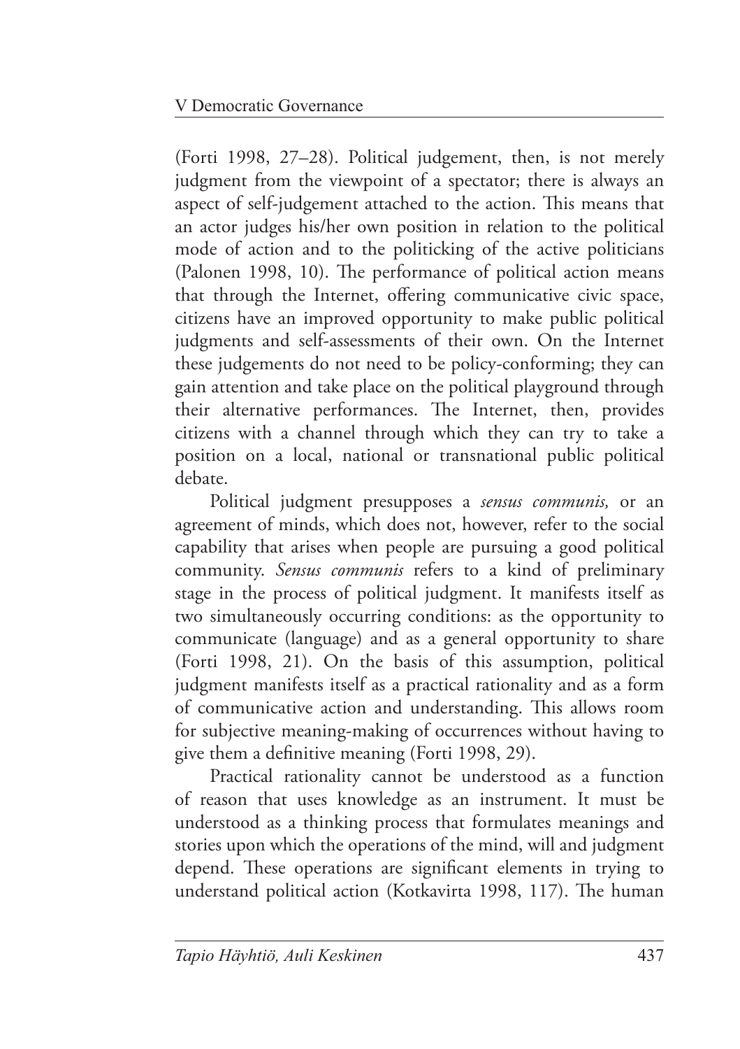(Forti 1998, 27–28). Political judgement, then, is not merely judgment from the viewpoint of a spectator; there is always an aspect of self-judgement attached to the action. This means that an actor judges his/her own position in relation to the political mode of action and to the politicking of the active politicians (Palonen 1998, 10). The performance of political action means that through the Internet, offering communicative civic space, citizens have an improved opportunity to make public political judgments and self-assessments of their own. On the Internet these judgements do not need to be policy-conforming; they can gain attention and take place on the political playground through their alternative performances. The Internet, then, provides citizens with a channel through which they can try to take a position on a local, national or transnational public political debate.

Political judgment presupposes a *sensus communis,* or an agreement of minds, which does not, however, refer to the social capability that arises when people are pursuing a good political community. *Sensus communis* refers to a kind of preliminary stage in the process of political judgment. It manifests itself as two simultaneously occurring conditions: as the opportunity to communicate (language) and as a general opportunity to share (Forti 1998, 21). On the basis of this assumption, political judgment manifests itself as a practical rationality and as a form of communicative action and understanding. This allows room for subjective meaning-making of occurrences without having to give them a definitive meaning (Forti 1998, 29).

Practical rationality cannot be understood as a function of reason that uses knowledge as an instrument. It must be understood as a thinking process that formulates meanings and stories upon which the operations of the mind, will and judgment depend. These operations are significant elements in trying to understand political action (Kotkavirta 1998, 117). The human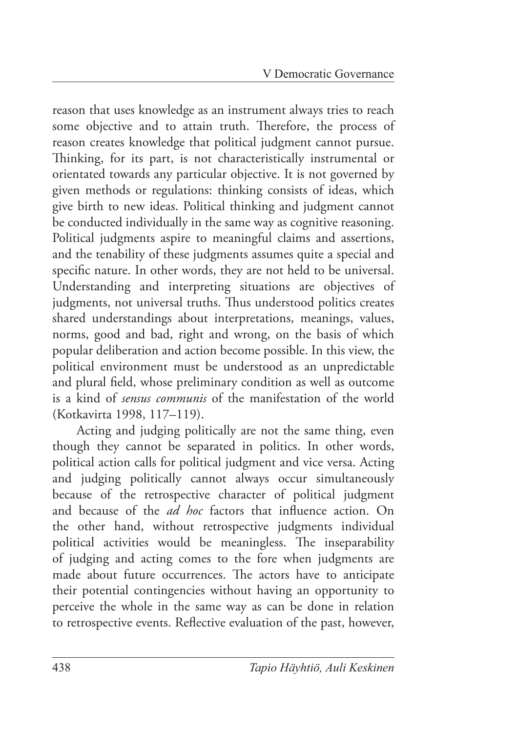reason that uses knowledge as an instrument always tries to reach some objective and to attain truth. Therefore, the process of reason creates knowledge that political judgment cannot pursue. Thinking, for its part, is not characteristically instrumental or orientated towards any particular objective. It is not governed by given methods or regulations: thinking consists of ideas, which give birth to new ideas. Political thinking and judgment cannot be conducted individually in the same way as cognitive reasoning. Political judgments aspire to meaningful claims and assertions, and the tenability of these judgments assumes quite a special and specific nature. In other words, they are not held to be universal. Understanding and interpreting situations are objectives of judgments, not universal truths. Thus understood politics creates shared understandings about interpretations, meanings, values, norms, good and bad, right and wrong, on the basis of which popular deliberation and action become possible. In this view, the political environment must be understood as an unpredictable and plural field, whose preliminary condition as well as outcome is a kind of *sensus communis* of the manifestation of the world (Kotkavirta 1998, 117–119).

Acting and judging politically are not the same thing, even though they cannot be separated in politics. In other words, political action calls for political judgment and vice versa. Acting and judging politically cannot always occur simultaneously because of the retrospective character of political judgment and because of the *ad hoc* factors that influence action. On the other hand, without retrospective judgments individual political activities would be meaningless. The inseparability of judging and acting comes to the fore when judgments are made about future occurrences. The actors have to anticipate their potential contingencies without having an opportunity to perceive the whole in the same way as can be done in relation to retrospective events. Reflective evaluation of the past, however,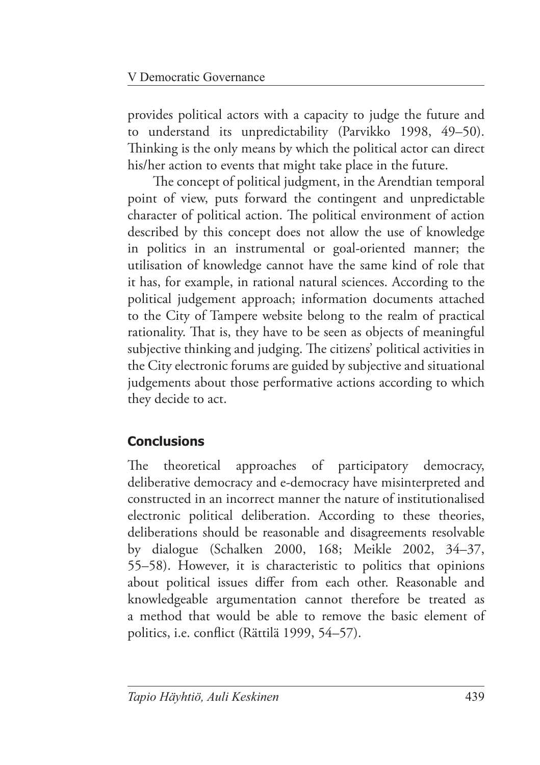provides political actors with a capacity to judge the future and to understand its unpredictability (Parvikko 1998, 49–50). Thinking is the only means by which the political actor can direct his/her action to events that might take place in the future.

The concept of political judgment, in the Arendtian temporal point of view, puts forward the contingent and unpredictable character of political action. The political environment of action described by this concept does not allow the use of knowledge in politics in an instrumental or goal-oriented manner; the utilisation of knowledge cannot have the same kind of role that it has, for example, in rational natural sciences. According to the political judgement approach; information documents attached to the City of Tampere website belong to the realm of practical rationality. That is, they have to be seen as objects of meaningful subjective thinking and judging. The citizens' political activities in the City electronic forums are guided by subjective and situational judgements about those performative actions according to which they decide to act.

## Conclusions

The theoretical approaches of participatory democracy, deliberative democracy and e-democracy have misinterpreted and constructed in an incorrect manner the nature of institutionalised electronic political deliberation. According to these theories, deliberations should be reasonable and disagreements resolvable by dialogue (Schalken 2000, 168; Meikle 2002, 34–37, 55–58). However, it is characteristic to politics that opinions about political issues differ from each other. Reasonable and knowledgeable argumentation cannot therefore be treated as a method that would be able to remove the basic element of politics, i.e. conflict (Rättilä 1999, 54–57).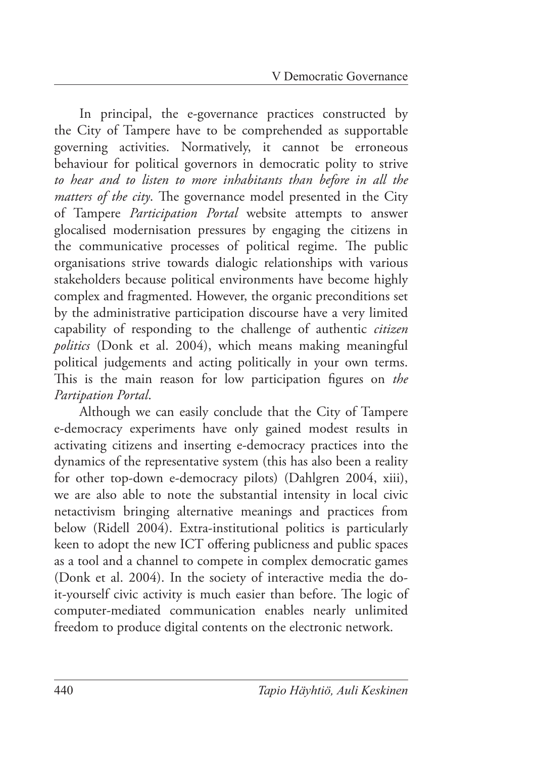In principal, the e-governance practices constructed by the City of Tampere have to be comprehended as supportable governing activities. Normatively, it cannot be erroneous behaviour for political governors in democratic polity to strive *to hear and to listen to more inhabitants than before in all the matters of the city*. The governance model presented in the City of Tampere *Participation Portal* website attempts to answer glocalised modernisation pressures by engaging the citizens in the communicative processes of political regime. The public organisations strive towards dialogic relationships with various stakeholders because political environments have become highly complex and fragmented. However, the organic preconditions set by the administrative participation discourse have a very limited capability of responding to the challenge of authentic *citizen politics* (Donk et al. 2004), which means making meaningful political judgements and acting politically in your own terms. This is the main reason for low participation figures on *the Partipation Portal*.

Although we can easily conclude that the City of Tampere e-democracy experiments have only gained modest results in activating citizens and inserting e-democracy practices into the dynamics of the representative system (this has also been a reality for other top-down e-democracy pilots) (Dahlgren 2004, xiii), we are also able to note the substantial intensity in local civic netactivism bringing alternative meanings and practices from below (Ridell 2004). Extra-institutional politics is particularly keen to adopt the new ICT offering publicness and public spaces as a tool and a channel to compete in complex democratic games (Donk et al. 2004). In the society of interactive media the do-it-yourself civic activity is much easier than before. The logic of computer-mediated communication enables nearly unlimited freedom to produce digital contents on the electronic network.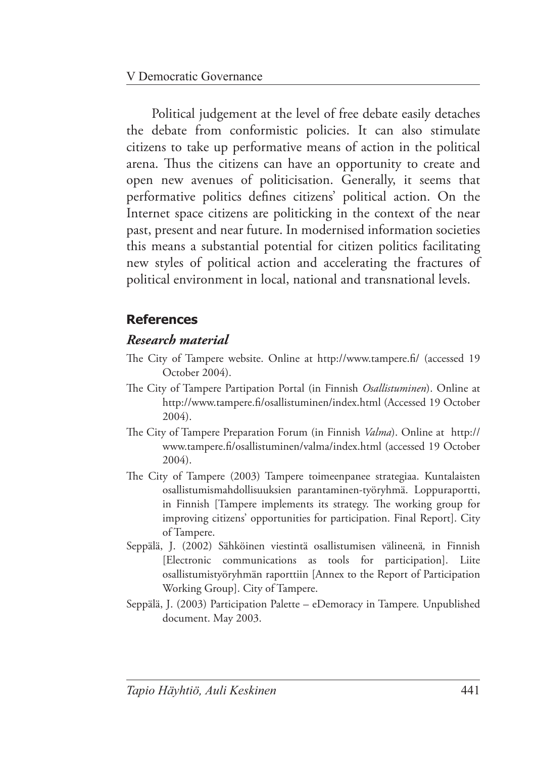Political judgement at the level of free debate easily detaches the debate from conformistic policies. It can also stimulate citizens to take up performative means of action in the political arena. Thus the citizens can have an opportunity to create and open new avenues of politicisation. Generally, it seems that performative politics defines citizens' political action. On the Internet space citizens are politicking in the context of the near past, present and near future. In modernised information societies this means a substantial potential for citizen politics facilitating new styles of political action and accelerating the fractures of political environment in local, national and transnational levels.

## References

### *Research material*

The City of Tampere website. Online at http://www.tampere.fi/ (accessed 19 October 2004).

The City of Tampere Partipation Portal (in Finnish *Osallistuminen*). Online at http://www.tampere.fi/osallistuminen/index.html (Accessed 19 October 2004).

The City of Tampere Preparation Forum (in Finnish *Valma*). Online at http://www.tampere.fi/osallistuminen/valma/index.html (accessed 19 October 2004).

The City of Tampere (2003) Tampere toimeenpanee strategiaa. Kuntalaisten osallistumismahdollisuuksien parantaminen-työryhmä. Loppuraportti, in Finnish [Tampere implements its strategy. The working group for improving citizens' opportunities for participation. Final Report]. City of Tampere.

Seppälä, J. (2002) Sähköinen viestintä osallistumisen välineenä, in Finnish [Electronic communications as tools for participation]. Liite osallistumistyöryhmän raporttiin [Annex to the Report of Participation Working Group]. City of Tampere.

Seppälä, J. (2003) Participation Palette – eDemocracy in Tampere. Unpublished document. May 2003.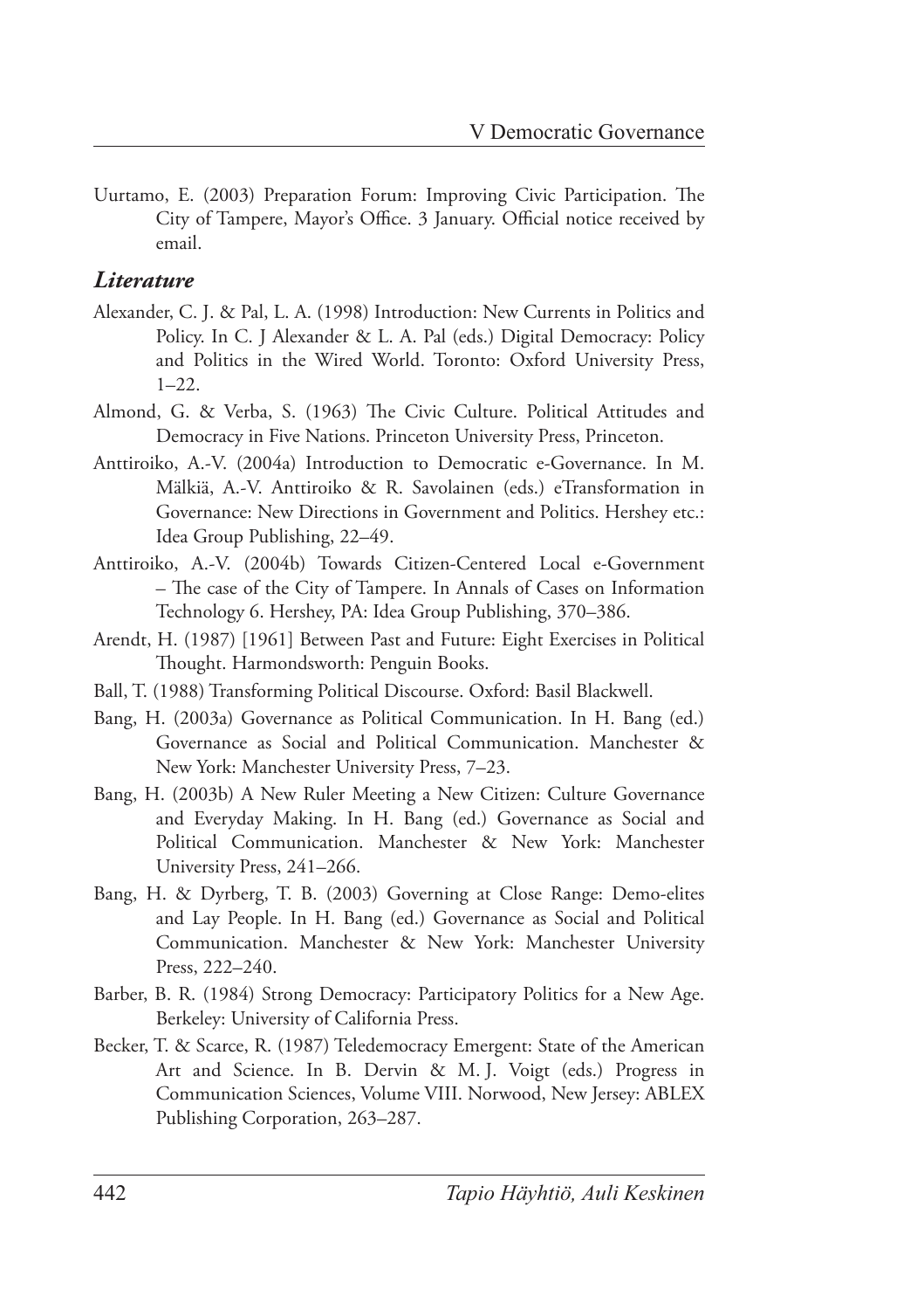Uurtamo, E. (2003) Preparation Forum: Improving Civic Participation. The City of Tampere, Mayor's Office. 3 January. Official notice received by email.

### *Literature*

Alexander, C. J. & Pal, L. A. (1998) Introduction: New Currents in Politics and Policy. In C. J Alexander & L. A. Pal (eds.) Digital Democracy: Policy and Politics in the Wired World. Toronto: Oxford University Press, 1–22.

Almond, G. & Verba, S. (1963) The Civic Culture. Political Attitudes and Democracy in Five Nations. Princeton University Press, Princeton.

Anttiroiko, A.-V. (2004a) Introduction to Democratic e-Governance. In M. Mälkiä, A.-V. Anttiroiko & R. Savolainen (eds.) eTransformation in Governance: New Directions in Government and Politics. Hershey etc.: Idea Group Publishing, 22–49.

Anttiroiko, A.-V. (2004b) Towards Citizen-Centered Local e-Government – The case of the City of Tampere. In Annals of Cases on Information Technology 6. Hershey, PA: Idea Group Publishing, 370–386.

Arendt, H. (1987) [1961] Between Past and Future: Eight Exercises in Political Thought. Harmondsworth: Penguin Books.

Ball, T. (1988) Transforming Political Discourse. Oxford: Basil Blackwell.

Bang, H. (2003a) Governance as Political Communication. In H. Bang (ed.) Governance as Social and Political Communication. Manchester & New York: Manchester University Press, 7–23.

Bang, H. (2003b) A New Ruler Meeting a New Citizen: Culture Governance and Everyday Making. In H. Bang (ed.) Governance as Social and Political Communication. Manchester & New York: Manchester University Press, 241–266.

Bang, H. & Dyrberg, T. B. (2003) Governing at Close Range: Demo-elites and Lay People. In H. Bang (ed.) Governance as Social and Political Communication. Manchester & New York: Manchester University Press, 222–240.

Barber, B. R. (1984) Strong Democracy: Participatory Politics for a New Age. Berkeley: University of California Press.

Becker, T. & Scarce, R. (1987) Teledemocracy Emergent: State of the American Art and Science. In B. Dervin & M. J. Voigt (eds.) Progress in Communication Sciences, Volume VIII. Norwood, New Jersey: ABLEX Publishing Corporation, 263–287.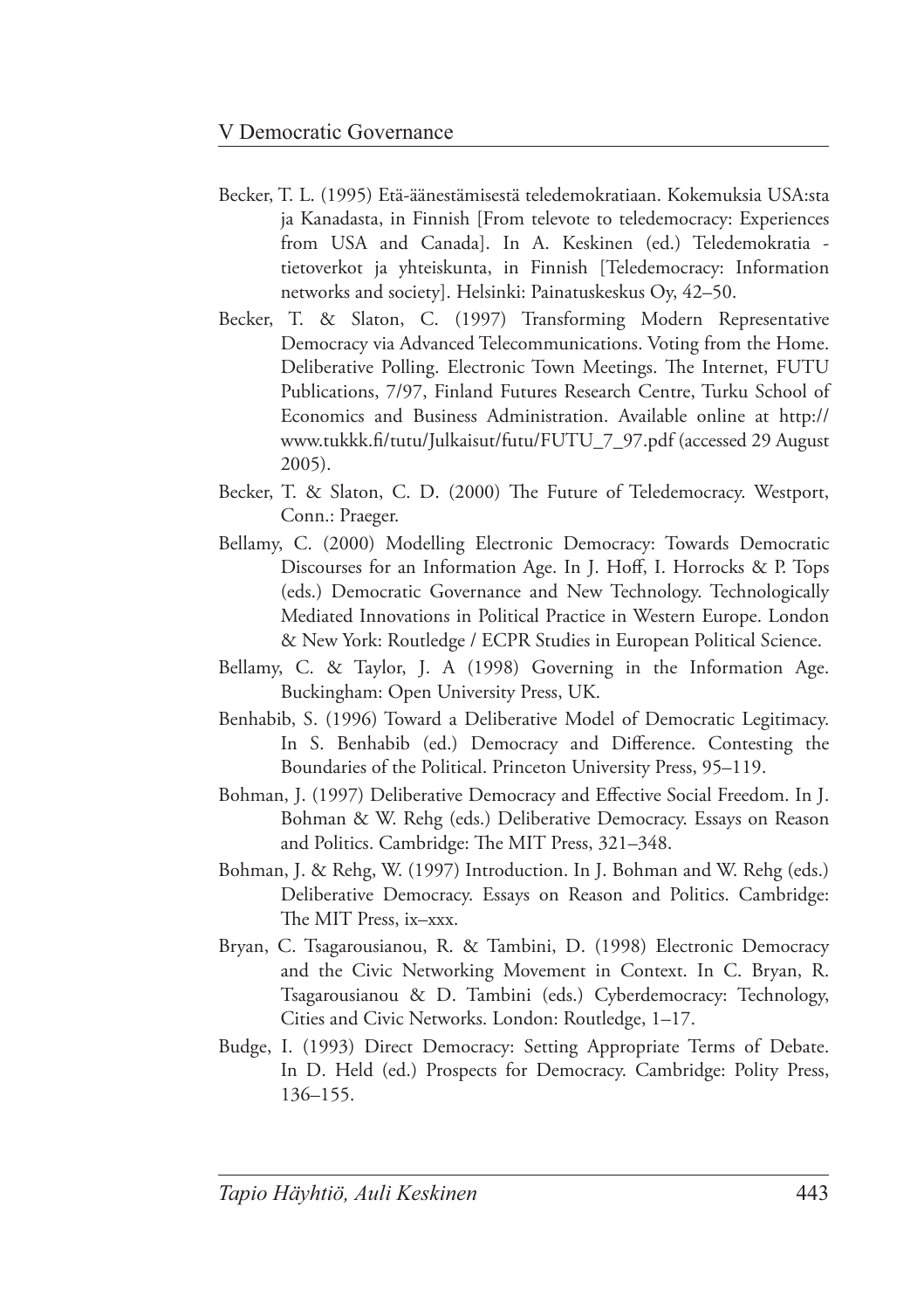Becker, T. L. (1995) Etä-äänestämisestä teledemokratiaan. Kokemuksia USA:sta ja Kanadasta, in Finnish [From televote to teledemocracy: Experiences from USA and Canada]. In A. Keskinen (ed.) Teledemokratia - tietoverkot ja yhteiskunta, in Finnish [Teledemocracy: Information networks and society]. Helsinki: Painatuskeskus Oy, 42–50.

Becker, T. & Slaton, C. (1997) Transforming Modern Representative Democracy via Advanced Telecommunications. Voting from the Home. Deliberative Polling. Electronic Town Meetings. The Internet, FUTU Publications, 7/97, Finland Futures Research Centre, Turku School of Economics and Business Administration. Available online at http://www.tukkk.fi/tutu/Julkaisut/futu/FUTU_7_97.pdf (accessed 29 August 2005).

Becker, T. & Slaton, C. D. (2000) The Future of Teledemocracy. Westport, Conn.: Praeger.

Bellamy, C. (2000) Modelling Electronic Democracy: Towards Democratic Discourses for an Information Age. In J. Hoff, I. Horrocks & P. Tops (eds.) Democratic Governance and New Technology. Technologically Mediated Innovations in Political Practice in Western Europe. London & New York: Routledge / ECPR Studies in European Political Science.

Bellamy, C. & Taylor, J. A (1998) Governing in the Information Age. Buckingham: Open University Press, UK.

Benhabib, S. (1996) Toward a Deliberative Model of Democratic Legitimacy. In S. Benhabib (ed.) Democracy and Difference. Contesting the Boundaries of the Political. Princeton University Press, 95–119.

Bohman, J. (1997) Deliberative Democracy and Effective Social Freedom. In J. Bohman & W. Rehg (eds.) Deliberative Democracy. Essays on Reason and Politics. Cambridge: The MIT Press, 321–348.

Bohman, J. & Rehg, W. (1997) Introduction. In J. Bohman and W. Rehg (eds.) Deliberative Democracy. Essays on Reason and Politics. Cambridge: The MIT Press, ix–xxx.

Bryan, C. Tsagarousianou, R. & Tambini, D. (1998) Electronic Democracy and the Civic Networking Movement in Context. In C. Bryan, R. Tsagarousianou & D. Tambini (eds.) Cyberdemocracy: Technology, Cities and Civic Networks. London: Routledge, 1–17.

Budge, I. (1993) Direct Democracy: Setting Appropriate Terms of Debate. In D. Held (ed.) Prospects for Democracy. Cambridge: Polity Press, 136–155.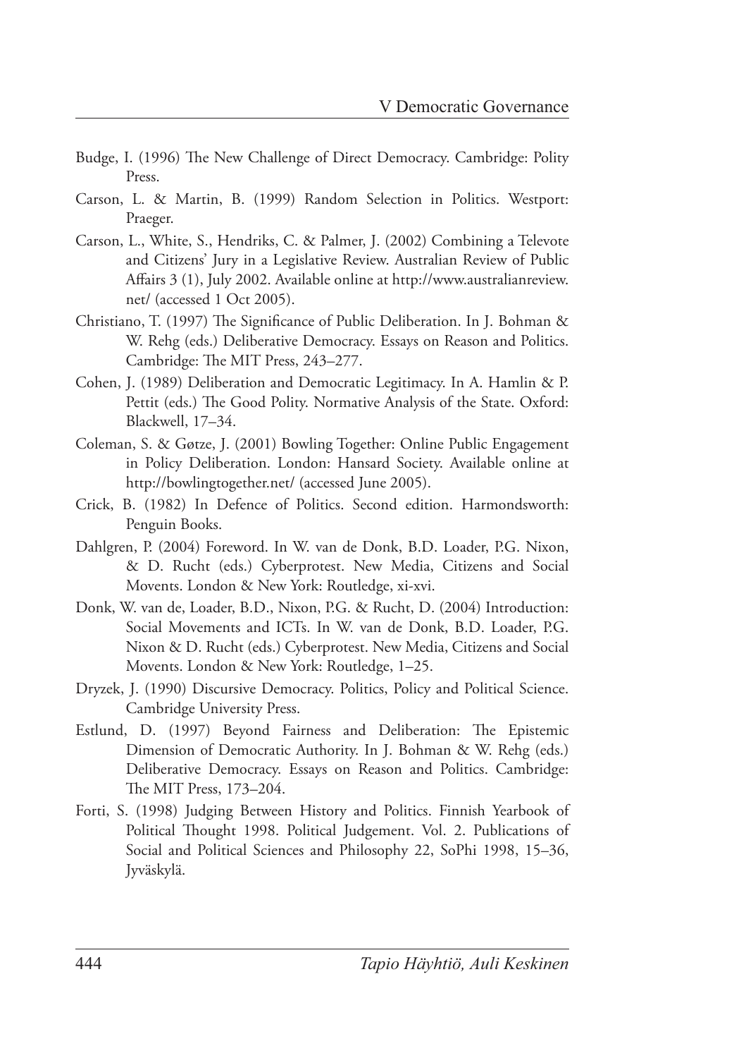Budge, I. (1996) The New Challenge of Direct Democracy. Cambridge: Polity Press.

Carson, L. & Martin, B. (1999) Random Selection in Politics. Westport: Praeger.

Carson, L., White, S., Hendriks, C. & Palmer, J. (2002) Combining a Televote and Citizens' Jury in a Legislative Review. Australian Review of Public Affairs 3 (1), July 2002. Available online at http://www.australianreview.net/ (accessed 1 Oct 2005).

Christiano, T. (1997) The Significance of Public Deliberation. In J. Bohman & W. Rehg (eds.) Deliberative Democracy. Essays on Reason and Politics. Cambridge: The MIT Press, 243–277.

Cohen, J. (1989) Deliberation and Democratic Legitimacy. In A. Hamlin & P. Pettit (eds.) The Good Polity. Normative Analysis of the State. Oxford: Blackwell, 17–34.

Coleman, S. & Gøtze, J. (2001) Bowling Together: Online Public Engagement in Policy Deliberation. London: Hansard Society. Available online at http://bowlingtogether.net/ (accessed June 2005).

Crick, B. (1982) In Defence of Politics. Second edition. Harmondsworth: Penguin Books.

Dahlgren, P. (2004) Foreword. In W. van de Donk, B.D. Loader, P.G. Nixon, & D. Rucht (eds.) Cyberprotest. New Media, Citizens and Social Movents. London & New York: Routledge, xi-xvi.

Donk, W. van de, Loader, B.D., Nixon, P.G. & Rucht, D. (2004) Introduction: Social Movements and ICTs. In W. van de Donk, B.D. Loader, P.G. Nixon & D. Rucht (eds.) Cyberprotest. New Media, Citizens and Social Movents. London & New York: Routledge, 1–25.

Dryzek, J. (1990) Discursive Democracy. Politics, Policy and Political Science. Cambridge University Press.

Estlund, D. (1997) Beyond Fairness and Deliberation: The Epistemic Dimension of Democratic Authority. In J. Bohman & W. Rehg (eds.) Deliberative Democracy. Essays on Reason and Politics. Cambridge: The MIT Press, 173–204.

Forti, S. (1998) Judging Between History and Politics. Finnish Yearbook of Political Thought 1998. Political Judgement. Vol. 2. Publications of Social and Political Sciences and Philosophy 22, SoPhi 1998, 15–36, Jyväskylä.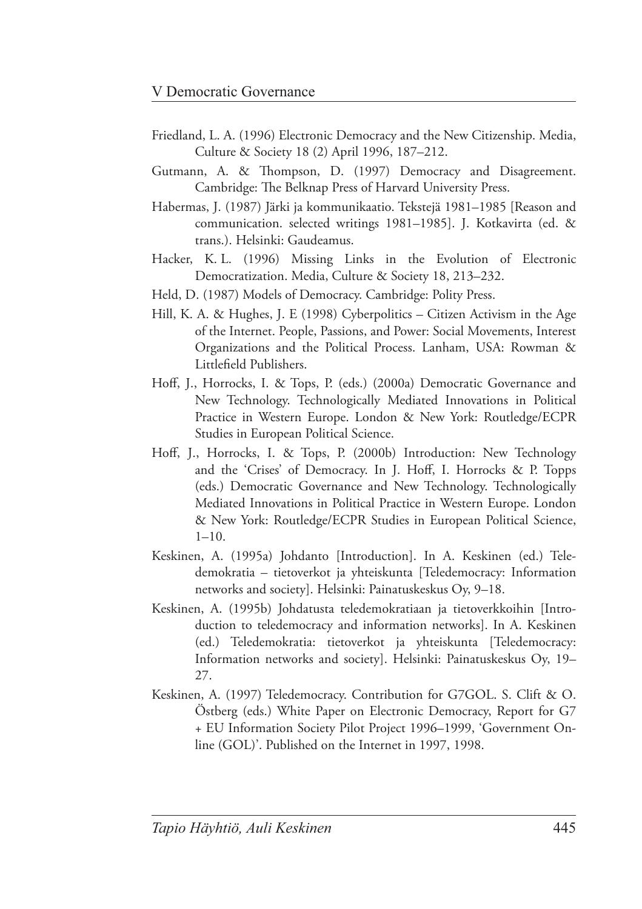Friedland, L. A. (1996) Electronic Democracy and the New Citizenship. Media, Culture & Society 18 (2) April 1996, 187–212.

Gutmann, A. & Thompson, D. (1997) Democracy and Disagreement. Cambridge: The Belknap Press of Harvard University Press.

Habermas, J. (1987) Järki ja kommunikaatio. Tekstejä 1981–1985 [Reason and communication. selected writings 1981–1985]. J. Kotkavirta (ed. & trans.). Helsinki: Gaudeamus.

Hacker, K. L. (1996) Missing Links in the Evolution of Electronic Democratization. Media, Culture & Society 18, 213–232.

Held, D. (1987) Models of Democracy. Cambridge: Polity Press.

Hill, K. A. & Hughes, J. E (1998) Cyberpolitics – Citizen Activism in the Age of the Internet. People, Passions, and Power: Social Movements, Interest Organizations and the Political Process. Lanham, USA: Rowman & Littlefield Publishers.

Hoff, J., Horrocks, I. & Tops, P. (eds.) (2000a) Democratic Governance and New Technology. Technologically Mediated Innovations in Political Practice in Western Europe. London & New York: Routledge/ECPR Studies in European Political Science.

Hoff, J., Horrocks, I. & Tops, P. (2000b) Introduction: New Technology and the 'Crises' of Democracy. In J. Hoff, I. Horrocks & P. Topps (eds.) Democratic Governance and New Technology. Technologically Mediated Innovations in Political Practice in Western Europe. London & New York: Routledge/ECPR Studies in European Political Science, 1–10.

Keskinen, A. (1995a) Johdanto [Introduction]. In A. Keskinen (ed.) Teledemokratia – tietoverkot ja yhteiskunta [Teledemocracy: Information networks and society]. Helsinki: Painatuskeskus Oy, 9–18.

Keskinen, A. (1995b) Johdatusta teledemokratiaan ja tietoverkkoihin [Introduction to teledemocracy and information networks]. In A. Keskinen (ed.) Teledemokratia: tietoverkot ja yhteiskunta [Teledemocracy: Information networks and society]. Helsinki: Painatuskeskus Oy, 19–27.

Keskinen, A. (1997) Teledemocracy. Contribution for G7GOL. S. Clift & O. Östberg (eds.) White Paper on Electronic Democracy, Report for G7 + EU Information Society Pilot Project 1996–1999, 'Government Online (GOL)'. Published on the Internet in 1997, 1998.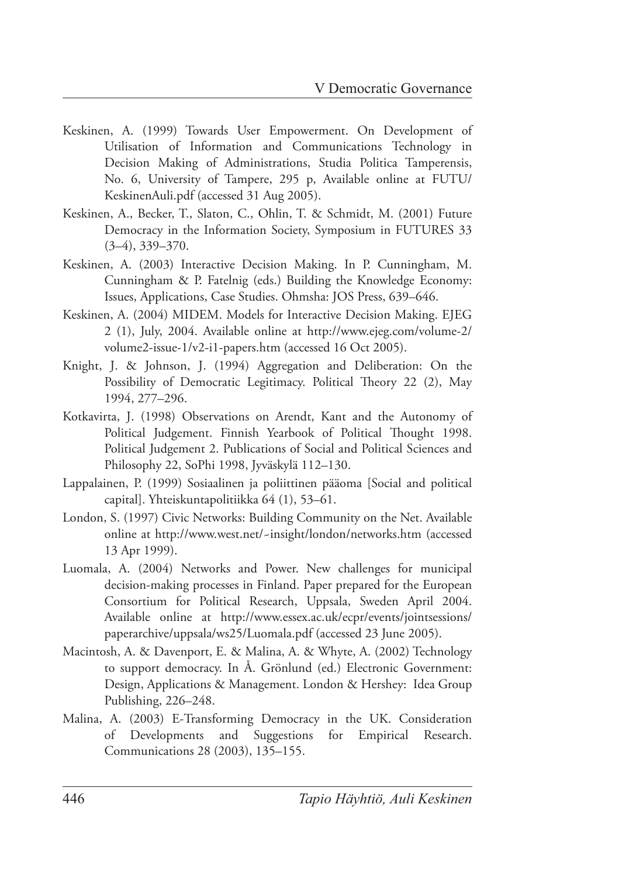Keskinen, A. (1999) Towards User Empowerment. On Development of Utilisation of Information and Communications Technology in Decision Making of Administrations, Studia Politica Tamperensis, No. 6, University of Tampere, 295 p, Available online at FUTU/KeskinenAuli.pdf (accessed 31 Aug 2005).

Keskinen, A., Becker, T., Slaton, C., Ohlin, T. & Schmidt, M. (2001) Future Democracy in the Information Society, Symposium in FUTURES 33 (3–4), 339–370.

Keskinen, A. (2003) Interactive Decision Making. In P. Cunningham, M. Cunningham & P. Fatelnig (eds.) Building the Knowledge Economy: Issues, Applications, Case Studies. Ohmsha: JOS Press, 639–646.

Keskinen, A. (2004) MIDEM. Models for Interactive Decision Making. EJEG 2 (1), July, 2004. Available online at http://www.ejeg.com/volume-2/volume2-issue-1/v2-i1-papers.htm (accessed 16 Oct 2005).

Knight, J. & Johnson, J. (1994) Aggregation and Deliberation: On the Possibility of Democratic Legitimacy. Political Theory 22 (2), May 1994, 277–296.

Kotkavirta, J. (1998) Observations on Arendt, Kant and the Autonomy of Political Judgement. Finnish Yearbook of Political Thought 1998. Political Judgement 2. Publications of Social and Political Sciences and Philosophy 22, SoPhi 1998, Jyväskylä 112–130.

Lappalainen, P. (1999) Sosiaalinen ja poliittinen pääoma [Social and political capital]. Yhteiskuntapolitiikka 64 (1), 53–61.

London, S. (1997) Civic Networks: Building Community on the Net. Available online at http://www.west.net/~insight/london/networks.htm (accessed 13 Apr 1999).

Luomala, A. (2004) Networks and Power. New challenges for municipal decision-making processes in Finland. Paper prepared for the European Consortium for Political Research, Uppsala, Sweden April 2004. Available online at http://www.essex.ac.uk/ecpr/events/jointsessions/paperarchive/uppsala/ws25/Luomala.pdf (accessed 23 June 2005).

Macintosh, A. & Davenport, E. & Malina, A. & Whyte, A. (2002) Technology to support democracy. In Å. Grönlund (ed.) Electronic Government: Design, Applications & Management. London & Hershey: Idea Group Publishing, 226–248.

Malina, A. (2003) E-Transforming Democracy in the UK. Consideration of Developments and Suggestions for Empirical Research. Communications 28 (2003), 135–155.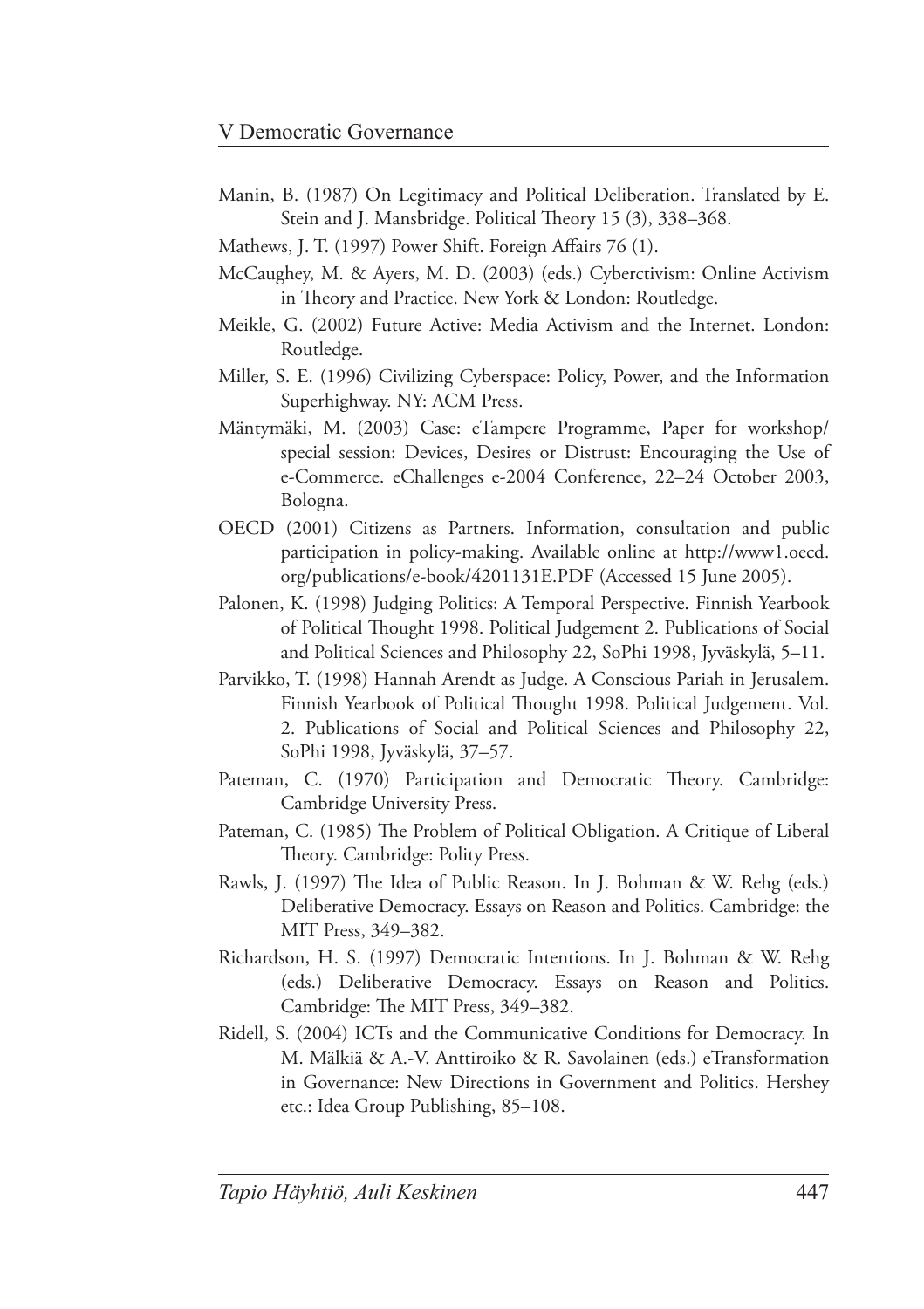Manin, B. (1987) On Legitimacy and Political Deliberation. Translated by E. Stein and J. Mansbridge. Political Theory 15 (3), 338–368.

Mathews, J. T. (1997) Power Shift. Foreign Affairs 76 (1).

McCaughey, M. & Ayers, M. D. (2003) (eds.) Cyberctivism: Online Activism in Theory and Practice. New York & London: Routledge.

Meikle, G. (2002) Future Active: Media Activism and the Internet. London: Routledge.

Miller, S. E. (1996) Civilizing Cyberspace: Policy, Power, and the Information Superhighway. NY: ACM Press.

Mäntymäki, M. (2003) Case: eTampere Programme, Paper for workshop/ special session: Devices, Desires or Distrust: Encouraging the Use of e-Commerce. eChallenges e-2004 Conference, 22–24 October 2003, Bologna.

OECD (2001) Citizens as Partners. Information, consultation and public participation in policy-making. Available online at http://www1.oecd.org/publications/e-book/4201131E.PDF (Accessed 15 June 2005).

Palonen, K. (1998) Judging Politics: A Temporal Perspective. Finnish Yearbook of Political Thought 1998. Political Judgement 2. Publications of Social and Political Sciences and Philosophy 22, SoPhi 1998, Jyväskylä, 5–11.

Parvikko, T. (1998) Hannah Arendt as Judge. A Conscious Pariah in Jerusalem. Finnish Yearbook of Political Thought 1998. Political Judgement. Vol. 2. Publications of Social and Political Sciences and Philosophy 22, SoPhi 1998, Jyväskylä, 37–57.

Pateman, C. (1970) Participation and Democratic Theory. Cambridge: Cambridge University Press.

Pateman, C. (1985) The Problem of Political Obligation. A Critique of Liberal Theory. Cambridge: Polity Press.

Rawls, J. (1997) The Idea of Public Reason. In J. Bohman & W. Rehg (eds.) Deliberative Democracy. Essays on Reason and Politics. Cambridge: the MIT Press, 349–382.

Richardson, H. S. (1997) Democratic Intentions. In J. Bohman & W. Rehg (eds.) Deliberative Democracy. Essays on Reason and Politics. Cambridge: The MIT Press, 349–382.

Ridell, S. (2004) ICTs and the Communicative Conditions for Democracy. In M. Mälkiä & A.-V. Anttiroiko & R. Savolainen (eds.) eTransformation in Governance: New Directions in Government and Politics. Hershey etc.: Idea Group Publishing, 85–108.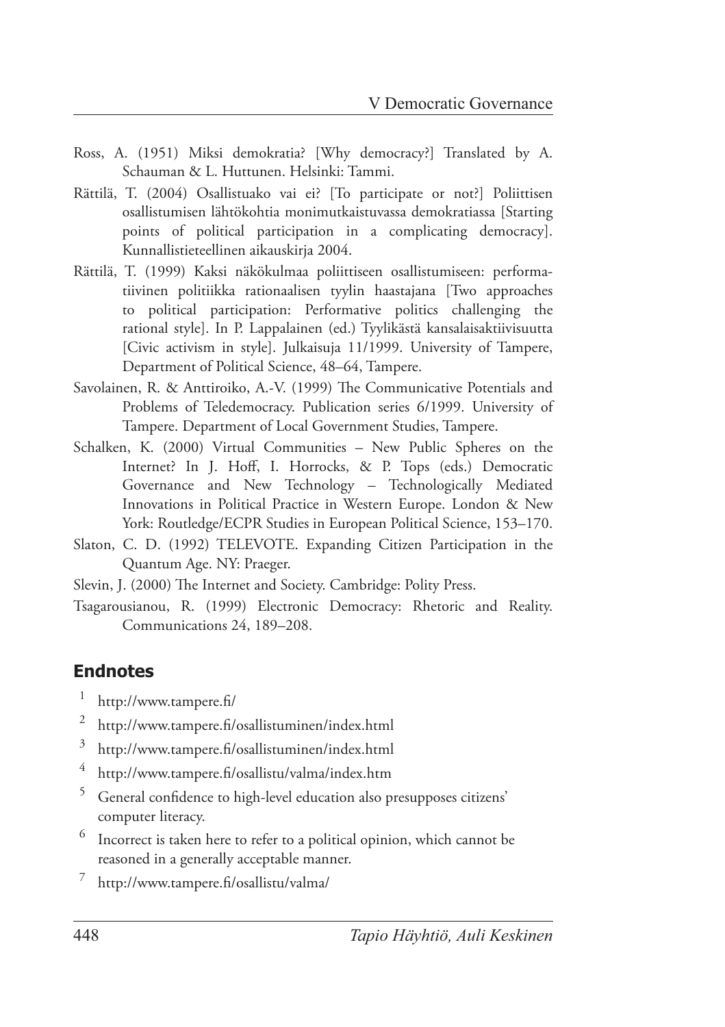Ross, A. (1951) Miksi demokratia? [Why democracy?] Translated by A. Schauman & L. Huttunen. Helsinki: Tammi.

Rättilä, T. (2004) Osallistuako vai ei? [To participate or not?] Poliittisen osallistumisen lähtökohtia monimutkaistuvassa demokratiassa [Starting points of political participation in a complicating democracy]. Kunnallistieteellinen aikauskirja 2004.

Rättilä, T. (1999) Kaksi näkökulmaa poliittiseen osallistumiseen: performatiivinen politiikka rationaalisen tyylin haastajana [Two approaches to political participation: Performative politics challenging the rational style]. In P. Lappalainen (ed.) Tyylikästä kansalaisaktiivisuutta [Civic activism in style]. Julkaisuja 11/1999. University of Tampere, Department of Political Science, 48–64, Tampere.

Savolainen, R. & Anttiroiko, A.-V. (1999) The Communicative Potentials and Problems of Teledemocracy. Publication series 6/1999. University of Tampere. Department of Local Government Studies, Tampere.

Schalken, K. (2000) Virtual Communities – New Public Spheres on the Internet? In J. Hoff, I. Horrocks, & P. Tops (eds.) Democratic Governance and New Technology – Technologically Mediated Innovations in Political Practice in Western Europe. London & New York: Routledge/ECPR Studies in European Political Science, 153–170.

Slaton, C. D. (1992) TELEVOTE. Expanding Citizen Participation in the Quantum Age. NY: Praeger.

Slevin, J. (2000) The Internet and Society. Cambridge: Polity Press.

Tsagarousianou, R. (1999) Electronic Democracy: Rhetoric and Reality. Communications 24, 189–208.

## Endnotes

[1] http://www.tampere.fi/

[2] http://www.tampere.fi/osallistuminen/index.html

[3] http://www.tampere.fi/osallistuminen/index.html

[4] http://www.tampere.fi/osallistu/valma/index.htm

[5] General confidence to high-level education also presupposes citizens' computer literacy.

[6] Incorrect is taken here to refer to a political opinion, which cannot be reasoned in a generally acceptable manner.

[7] http://www.tampere.fi/osallistu/valma/